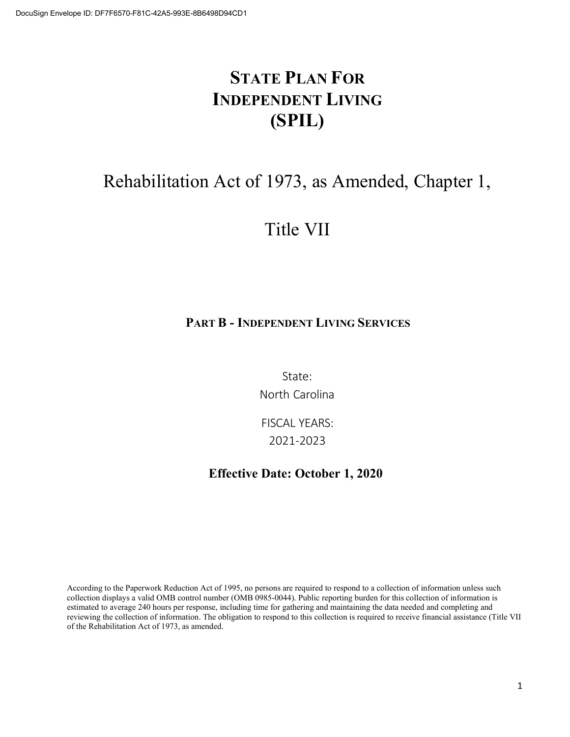DocuSign Envelope ID: DF7F6570-F81C-42A5-993E-8B6498D94CD1

# State Plan For Independent Living (SPIL)

## Rehabilitation Act of 1973, as Amended, Chapter 1,

## Title VII

### Part B - Independent Living Services

State:
North Carolina

FISCAL YEARS:
2021-2023

**Effective Date: October 1, 2020**

According to the Paperwork Reduction Act of 1995, no persons are required to respond to a collection of information unless such collection displays a valid OMB control number (OMB 0985-0044). Public reporting burden for this collection of information is estimated to average 240 hours per response, including time for gathering and maintaining the data needed and completing and reviewing the collection of information. The obligation to respond to this collection is required to receive financial assistance (Title VII of the Rehabilitation Act of 1973, as amended.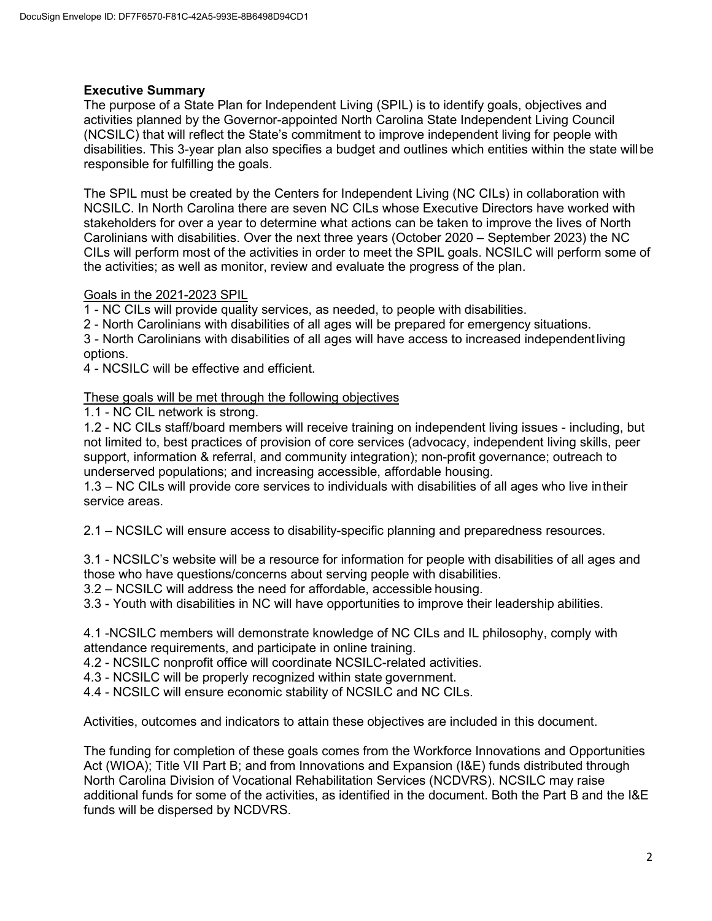## Executive Summary

The purpose of a State Plan for Independent Living (SPIL) is to identify goals, objectives and activities planned by the Governor-appointed North Carolina State Independent Living Council (NCSILC) that will reflect the State's commitment to improve independent living for people with disabilities. This 3-year plan also specifies a budget and outlines which entities within the state will be responsible for fulfilling the goals.

The SPIL must be created by the Centers for Independent Living (NC CILs) in collaboration with NCSILC. In North Carolina there are seven NC CILs whose Executive Directors have worked with stakeholders for over a year to determine what actions can be taken to improve the lives of North Carolinians with disabilities. Over the next three years (October 2020 – September 2023) the NC CILs will perform most of the activities in order to meet the SPIL goals. NCSILC will perform some of the activities; as well as monitor, review and evaluate the progress of the plan.

Goals in the 2021-2023 SPIL

1 - NC CILs will provide quality services, as needed, to people with disabilities.
2 - North Carolinians with disabilities of all ages will be prepared for emergency situations.
3 - North Carolinians with disabilities of all ages will have access to increased independent living options.
4 - NCSILC will be effective and efficient.

These goals will be met through the following objectives

1.1 - NC CIL network is strong.
1.2 - NC CILs staff/board members will receive training on independent living issues - including, but not limited to, best practices of provision of core services (advocacy, independent living skills, peer support, information & referral, and community integration); non-profit governance; outreach to underserved populations; and increasing accessible, affordable housing.
1.3 – NC CILs will provide core services to individuals with disabilities of all ages who live in their service areas.

2.1 – NCSILC will ensure access to disability-specific planning and preparedness resources.

3.1 - NCSILC's website will be a resource for information for people with disabilities of all ages and those who have questions/concerns about serving people with disabilities.
3.2 – NCSILC will address the need for affordable, accessible housing.
3.3 - Youth with disabilities in NC will have opportunities to improve their leadership abilities.

4.1 -NCSILC members will demonstrate knowledge of NC CILs and IL philosophy, comply with attendance requirements, and participate in online training.
4.2 - NCSILC nonprofit office will coordinate NCSILC-related activities.
4.3 - NCSILC will be properly recognized within state government.
4.4 - NCSILC will ensure economic stability of NCSILC and NC CILs.

Activities, outcomes and indicators to attain these objectives are included in this document.

The funding for completion of these goals comes from the Workforce Innovations and Opportunities Act (WIOA); Title VII Part B; and from Innovations and Expansion (I&E) funds distributed through North Carolina Division of Vocational Rehabilitation Services (NCDVRS). NCSILC may raise additional funds for some of the activities, as identified in the document. Both the Part B and the I&E funds will be dispersed by NCDVRS.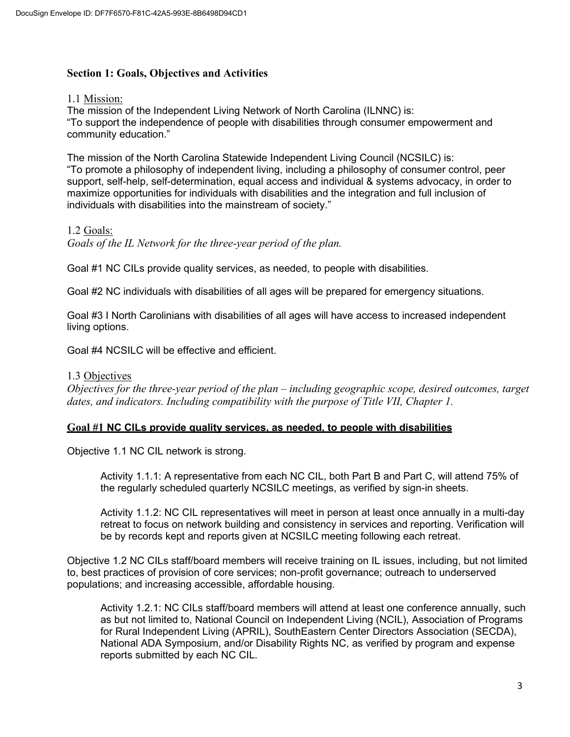## Section 1: Goals, Objectives and Activities

### 1.1 Mission:

The mission of the Independent Living Network of North Carolina (ILNNC) is:
"To support the independence of people with disabilities through consumer empowerment and community education."

The mission of the North Carolina Statewide Independent Living Council (NCSILC) is:
"To promote a philosophy of independent living, including a philosophy of consumer control, peer support, self-help, self-determination, equal access and individual & systems advocacy, in order to maximize opportunities for individuals with disabilities and the integration and full inclusion of individuals with disabilities into the mainstream of society."

### 1.2 Goals:

*Goals of the IL Network for the three-year period of the plan.*

Goal #1 NC CILs provide quality services, as needed, to people with disabilities.

Goal #2 NC individuals with disabilities of all ages will be prepared for emergency situations.

Goal #3 I North Carolinians with disabilities of all ages will have access to increased independent living options.

Goal #4 NCSILC will be effective and efficient.

### 1.3 Objectives

*Objectives for the three-year period of the plan – including geographic scope, desired outcomes, target dates, and indicators. Including compatibility with the purpose of Title VII, Chapter 1.*

**Goal #1 NC CILs provide quality services, as needed, to people with disabilities**

Objective 1.1 NC CIL network is strong.

> Activity 1.1.1: A representative from each NC CIL, both Part B and Part C, will attend 75% of the regularly scheduled quarterly NCSILC meetings, as verified by sign-in sheets.
>
> Activity 1.1.2: NC CIL representatives will meet in person at least once annually in a multi-day retreat to focus on network building and consistency in services and reporting. Verification will be by records kept and reports given at NCSILC meeting following each retreat.

Objective 1.2 NC CILs staff/board members will receive training on IL issues, including, but not limited to, best practices of provision of core services; non-profit governance; outreach to underserved populations; and increasing accessible, affordable housing.

> Activity 1.2.1: NC CILs staff/board members will attend at least one conference annually, such as but not limited to, National Council on Independent Living (NCIL), Association of Programs for Rural Independent Living (APRIL), SouthEastern Center Directors Association (SECDA), National ADA Symposium, and/or Disability Rights NC, as verified by program and expense reports submitted by each NC CIL.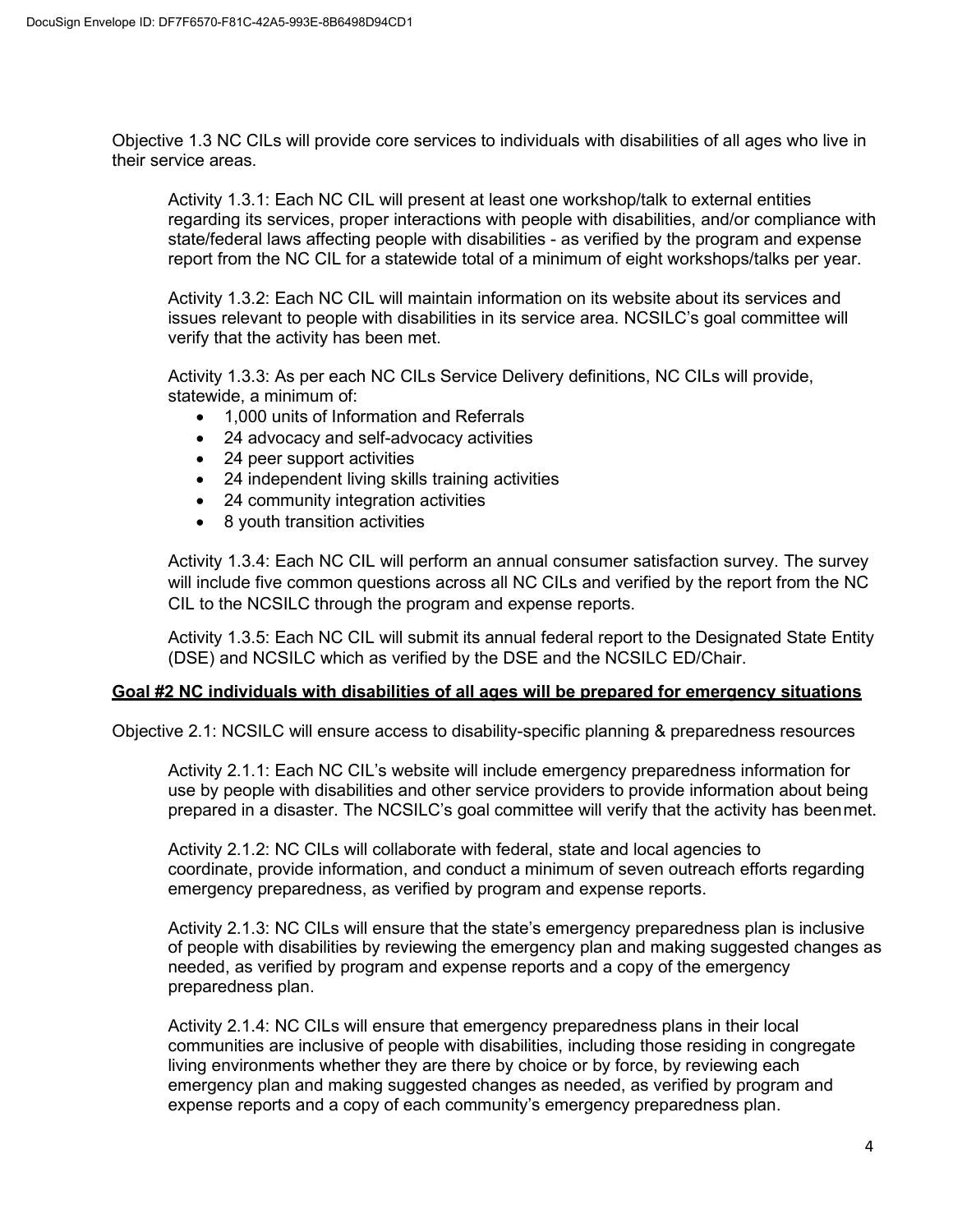Objective 1.3 NC CILs will provide core services to individuals with disabilities of all ages who live in their service areas.

Activity 1.3.1: Each NC CIL will present at least one workshop/talk to external entities regarding its services, proper interactions with people with disabilities, and/or compliance with state/federal laws affecting people with disabilities - as verified by the program and expense report from the NC CIL for a statewide total of a minimum of eight workshops/talks per year.

Activity 1.3.2: Each NC CIL will maintain information on its website about its services and issues relevant to people with disabilities in its service area. NCSILC's goal committee will verify that the activity has been met.

Activity 1.3.3: As per each NC CILs Service Delivery definitions, NC CILs will provide, statewide, a minimum of:

- 1,000 units of Information and Referrals
- 24 advocacy and self-advocacy activities
- 24 peer support activities
- 24 independent living skills training activities
- 24 community integration activities
- 8 youth transition activities

Activity 1.3.4: Each NC CIL will perform an annual consumer satisfaction survey. The survey will include five common questions across all NC CILs and verified by the report from the NC CIL to the NCSILC through the program and expense reports.

Activity 1.3.5: Each NC CIL will submit its annual federal report to the Designated State Entity (DSE) and NCSILC which as verified by the DSE and the NCSILC ED/Chair.

**Goal #2 NC individuals with disabilities of all ages will be prepared for emergency situations**

Objective 2.1: NCSILC will ensure access to disability-specific planning & preparedness resources

Activity 2.1.1: Each NC CIL's website will include emergency preparedness information for use by people with disabilities and other service providers to provide information about being prepared in a disaster. The NCSILC's goal committee will verify that the activity has been met.

Activity 2.1.2: NC CILs will collaborate with federal, state and local agencies to coordinate, provide information, and conduct a minimum of seven outreach efforts regarding emergency preparedness, as verified by program and expense reports.

Activity 2.1.3: NC CILs will ensure that the state's emergency preparedness plan is inclusive of people with disabilities by reviewing the emergency plan and making suggested changes as needed, as verified by program and expense reports and a copy of the emergency preparedness plan.

Activity 2.1.4: NC CILs will ensure that emergency preparedness plans in their local communities are inclusive of people with disabilities, including those residing in congregate living environments whether they are there by choice or by force, by reviewing each emergency plan and making suggested changes as needed, as verified by program and expense reports and a copy of each community's emergency preparedness plan.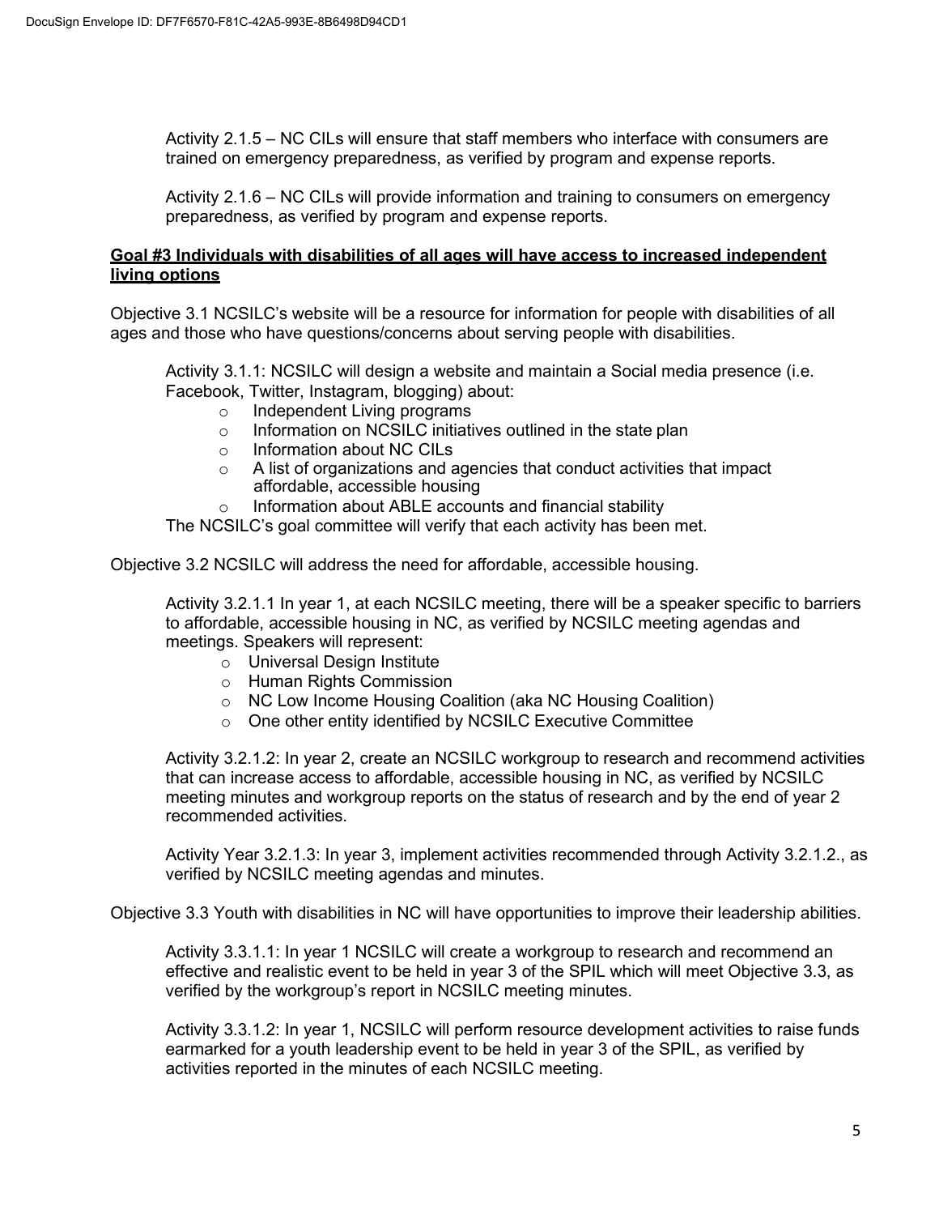Activity 2.1.5 – NC CILs will ensure that staff members who interface with consumers are trained on emergency preparedness, as verified by program and expense reports.

Activity 2.1.6 – NC CILs will provide information and training to consumers on emergency preparedness, as verified by program and expense reports.

**Goal #3 Individuals with disabilities of all ages will have access to increased independent living options**

Objective 3.1 NCSILC's website will be a resource for information for people with disabilities of all ages and those who have questions/concerns about serving people with disabilities.

Activity 3.1.1: NCSILC will design a website and maintain a Social media presence (i.e. Facebook, Twitter, Instagram, blogging) about:

- Independent Living programs
- Information on NCSILC initiatives outlined in the state plan
- Information about NC CILs
- A list of organizations and agencies that conduct activities that impact affordable, accessible housing
- Information about ABLE accounts and financial stability

The NCSILC's goal committee will verify that each activity has been met.

Objective 3.2 NCSILC will address the need for affordable, accessible housing.

Activity 3.2.1.1 In year 1, at each NCSILC meeting, there will be a speaker specific to barriers to affordable, accessible housing in NC, as verified by NCSILC meeting agendas and meetings. Speakers will represent:

- Universal Design Institute
- Human Rights Commission
- NC Low Income Housing Coalition (aka NC Housing Coalition)
- One other entity identified by NCSILC Executive Committee

Activity 3.2.1.2: In year 2, create an NCSILC workgroup to research and recommend activities that can increase access to affordable, accessible housing in NC, as verified by NCSILC meeting minutes and workgroup reports on the status of research and by the end of year 2 recommended activities.

Activity Year 3.2.1.3: In year 3, implement activities recommended through Activity 3.2.1.2., as verified by NCSILC meeting agendas and minutes.

Objective 3.3 Youth with disabilities in NC will have opportunities to improve their leadership abilities.

Activity 3.3.1.1: In year 1 NCSILC will create a workgroup to research and recommend an effective and realistic event to be held in year 3 of the SPIL which will meet Objective 3.3, as verified by the workgroup's report in NCSILC meeting minutes.

Activity 3.3.1.2: In year 1, NCSILC will perform resource development activities to raise funds earmarked for a youth leadership event to be held in year 3 of the SPIL, as verified by activities reported in the minutes of each NCSILC meeting.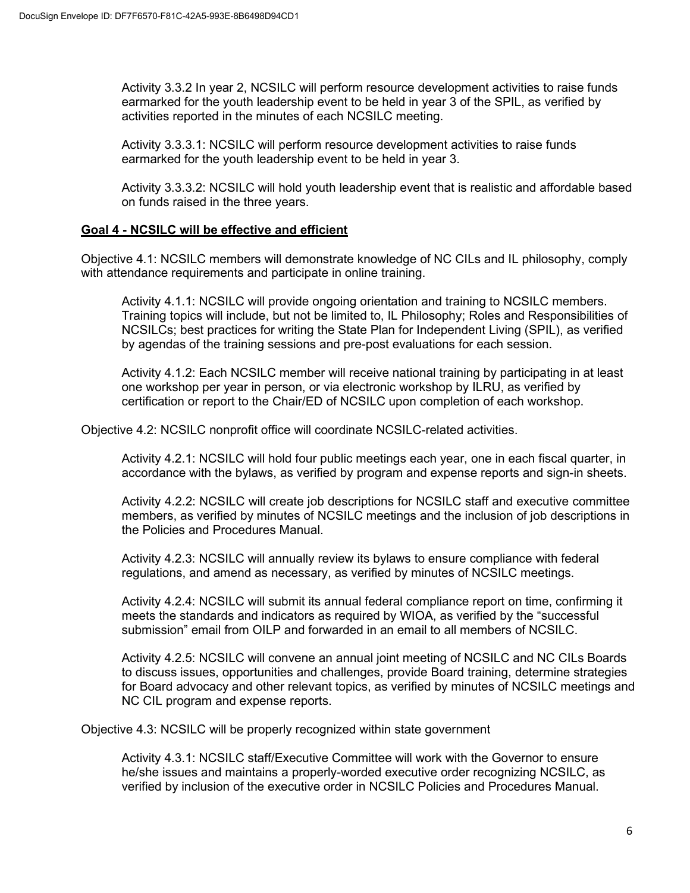Activity 3.3.2 In year 2, NCSILC will perform resource development activities to raise funds earmarked for the youth leadership event to be held in year 3 of the SPIL, as verified by activities reported in the minutes of each NCSILC meeting.

Activity 3.3.3.1: NCSILC will perform resource development activities to raise funds earmarked for the youth leadership event to be held in year 3.

Activity 3.3.3.2: NCSILC will hold youth leadership event that is realistic and affordable based on funds raised in the three years.

## Goal 4 - NCSILC will be effective and efficient

Objective 4.1: NCSILC members will demonstrate knowledge of NC CILs and IL philosophy, comply with attendance requirements and participate in online training.

Activity 4.1.1: NCSILC will provide ongoing orientation and training to NCSILC members. Training topics will include, but not be limited to, IL Philosophy; Roles and Responsibilities of NCSILCs; best practices for writing the State Plan for Independent Living (SPIL), as verified by agendas of the training sessions and pre-post evaluations for each session.

Activity 4.1.2: Each NCSILC member will receive national training by participating in at least one workshop per year in person, or via electronic workshop by ILRU, as verified by certification or report to the Chair/ED of NCSILC upon completion of each workshop.

Objective 4.2: NCSILC nonprofit office will coordinate NCSILC-related activities.

Activity 4.2.1: NCSILC will hold four public meetings each year, one in each fiscal quarter, in accordance with the bylaws, as verified by program and expense reports and sign-in sheets.

Activity 4.2.2: NCSILC will create job descriptions for NCSILC staff and executive committee members, as verified by minutes of NCSILC meetings and the inclusion of job descriptions in the Policies and Procedures Manual.

Activity 4.2.3: NCSILC will annually review its bylaws to ensure compliance with federal regulations, and amend as necessary, as verified by minutes of NCSILC meetings.

Activity 4.2.4: NCSILC will submit its annual federal compliance report on time, confirming it meets the standards and indicators as required by WIOA, as verified by the "successful submission" email from OILP and forwarded in an email to all members of NCSILC.

Activity 4.2.5: NCSILC will convene an annual joint meeting of NCSILC and NC CILs Boards to discuss issues, opportunities and challenges, provide Board training, determine strategies for Board advocacy and other relevant topics, as verified by minutes of NCSILC meetings and NC CIL program and expense reports.

Objective 4.3: NCSILC will be properly recognized within state government

Activity 4.3.1: NCSILC staff/Executive Committee will work with the Governor to ensure he/she issues and maintains a properly-worded executive order recognizing NCSILC, as verified by inclusion of the executive order in NCSILC Policies and Procedures Manual.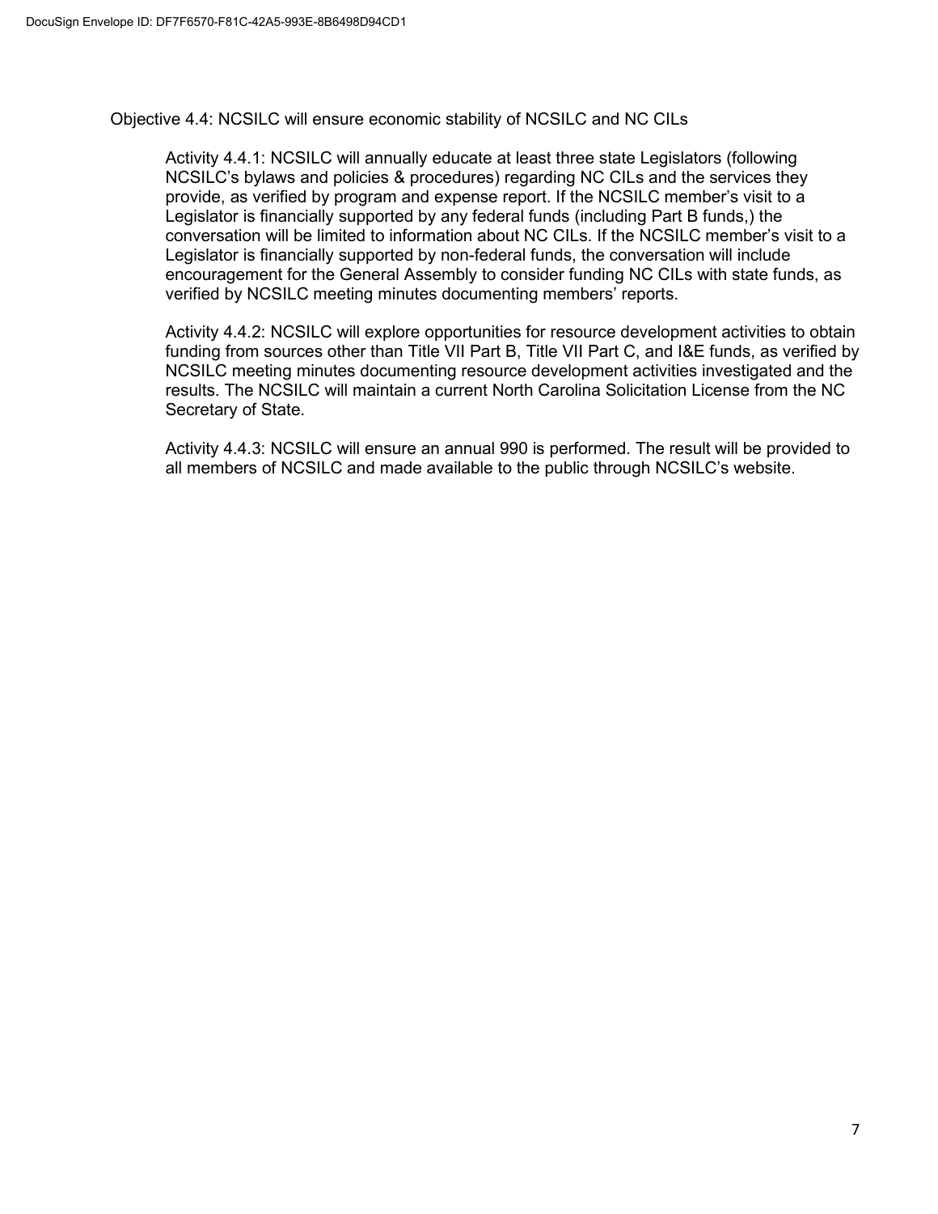Objective 4.4: NCSILC will ensure economic stability of NCSILC and NC CILs

Activity 4.4.1: NCSILC will annually educate at least three state Legislators (following NCSILC's bylaws and policies & procedures) regarding NC CILs and the services they provide, as verified by program and expense report. If the NCSILC member's visit to a Legislator is financially supported by any federal funds (including Part B funds,) the conversation will be limited to information about NC CILs. If the NCSILC member's visit to a Legislator is financially supported by non-federal funds, the conversation will include encouragement for the General Assembly to consider funding NC CILs with state funds, as verified by NCSILC meeting minutes documenting members' reports.

Activity 4.4.2: NCSILC will explore opportunities for resource development activities to obtain funding from sources other than Title VII Part B, Title VII Part C, and I&E funds, as verified by NCSILC meeting minutes documenting resource development activities investigated and the results. The NCSILC will maintain a current North Carolina Solicitation License from the NC Secretary of State.

Activity 4.4.3: NCSILC will ensure an annual 990 is performed. The result will be provided to all members of NCSILC and made available to the public through NCSILC's website.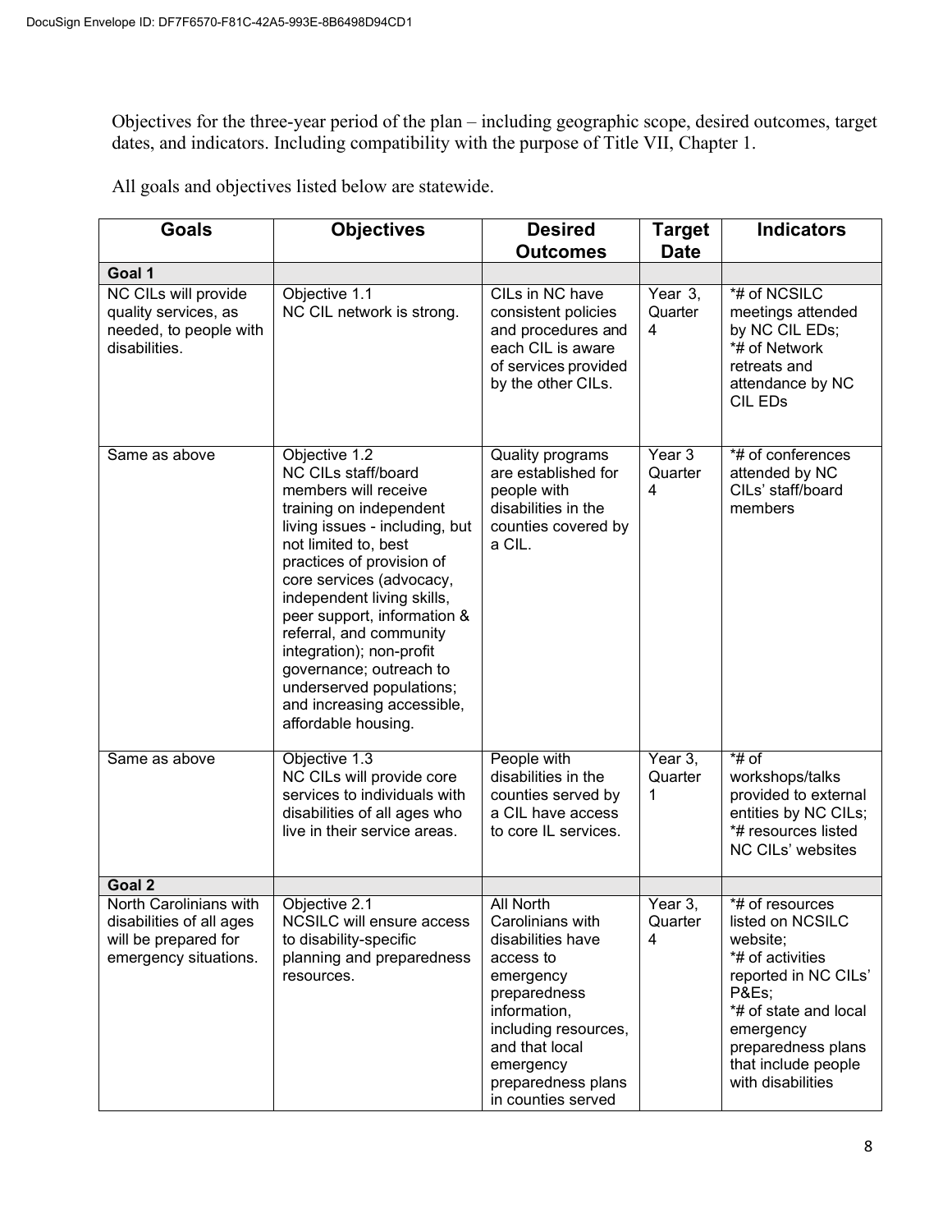Objectives for the three-year period of the plan – including geographic scope, desired outcomes, target dates, and indicators. Including compatibility with the purpose of Title VII, Chapter 1.

All goals and objectives listed below are statewide.

| Goals | Objectives | Desired Outcomes | Target Date | Indicators |
|---|---|---|---|---|
| **Goal 1** | | | | |
| NC CILs will provide quality services, as needed, to people with disabilities. | Objective 1.1 NC CIL network is strong. | CILs in NC have consistent policies and procedures and each CIL is aware of services provided by the other CILs. | Year 3, Quarter 4 | *# of NCSILC meetings attended by NC CIL EDs; *# of Network retreats and attendance by NC CIL EDs |
| Same as above | Objective 1.2 NC CILs staff/board members will receive training on independent living issues - including, but not limited to, best practices of provision of core services (advocacy, independent living skills, peer support, information & referral, and community integration); non-profit governance; outreach to underserved populations; and increasing accessible, affordable housing. | Quality programs are established for people with disabilities in the counties covered by a CIL. | Year 3 Quarter 4 | *# of conferences attended by NC CILs' staff/board members |
| Same as above | Objective 1.3 NC CILs will provide core services to individuals with disabilities of all ages who live in their service areas. | People with disabilities in the counties served by a CIL have access to core IL services. | Year 3, Quarter 1 | *# of workshops/talks provided to external entities by NC CILs; *# resources listed NC CILs' websites |
| **Goal 2** | | | | |
| North Carolinians with disabilities of all ages will be prepared for emergency situations. | Objective 2.1 NCSILC will ensure access to disability-specific planning and preparedness resources. | All North Carolinians with disabilities have access to emergency preparedness information, including resources, and that local emergency preparedness plans in counties served | Year 3, Quarter 4 | *# of resources listed on NCSILC website; *# of activities reported in NC CILs' P&Es; *# of state and local emergency preparedness plans that include people with disabilities |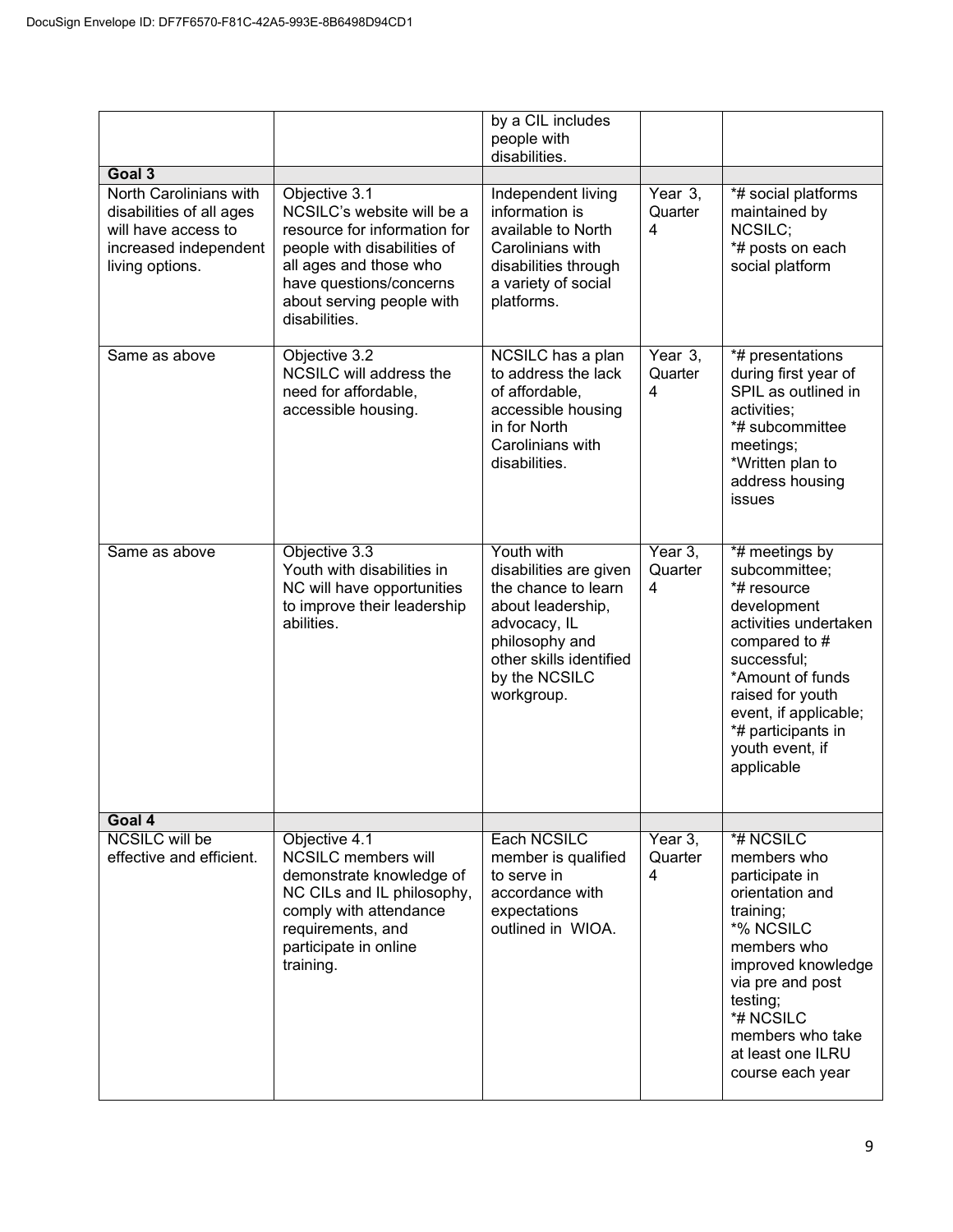|  |  |  |  |  |
|---|---|---|---|---|
|  |  | by a CIL includes people with disabilities. |  |  |
| **Goal 3** |  |  |  |  |
| North Carolinians with disabilities of all ages will have access to increased independent living options. | Objective 3.1 NCSILC's website will be a resource for information for people with disabilities of all ages and those who have questions/concerns about serving people with disabilities. | Independent living information is available to North Carolinians with disabilities through a variety of social platforms. | Year 3, Quarter 4 | *# social platforms maintained by NCSILC; *# posts on each social platform |
| Same as above | Objective 3.2 NCSILC will address the need for affordable, accessible housing. | NCSILC has a plan to address the lack of affordable, accessible housing in for North Carolinians with disabilities. | Year 3, Quarter 4 | *# presentations during first year of SPIL as outlined in activities; *# subcommittee meetings; *Written plan to address housing issues |
| Same as above | Objective 3.3 Youth with disabilities in NC will have opportunities to improve their leadership abilities. | Youth with disabilities are given the chance to learn about leadership, advocacy, IL philosophy and other skills identified by the NCSILC workgroup. | Year 3, Quarter 4 | *# meetings by subcommittee; *# resource development activities undertaken compared to # successful; *Amount of funds raised for youth event, if applicable; *# participants in youth event, if applicable |
| **Goal 4** |  |  |  |  |
| NCSILC will be effective and efficient. | Objective 4.1 NCSILC members will demonstrate knowledge of NC CILs and IL philosophy, comply with attendance requirements, and participate in online training. | Each NCSILC member is qualified to serve in accordance with expectations outlined in WIOA. | Year 3, Quarter 4 | *# NCSILC members who participate in orientation and training; *% NCSILC members who improved knowledge via pre and post testing; *# NCSILC members who take at least one ILRU course each year |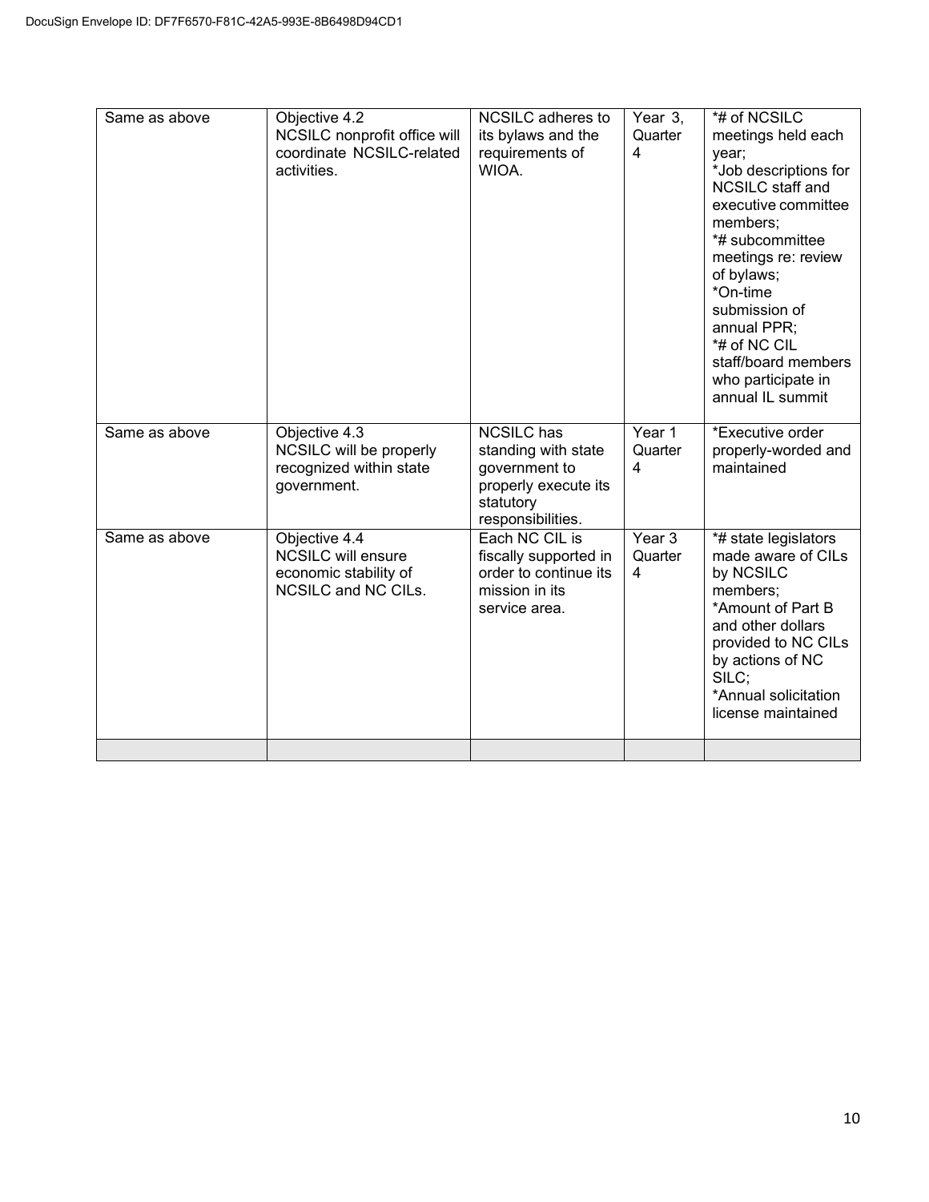| | | | | |
|---|---|---|---|---|
| Same as above | Objective 4.2<br>NCSILC nonprofit office will coordinate NCSILC-related activities. | NCSILC adheres to its bylaws and the requirements of WIOA. | Year 3, Quarter 4 | *# of NCSILC meetings held each year;<br>*Job descriptions for NCSILC staff and executive committee members;<br>*# subcommittee meetings re: review of bylaws;<br>*On-time submission of annual PPR;<br>*# of NC CIL staff/board members who participate in annual IL summit |
| Same as above | Objective 4.3<br>NCSILC will be properly recognized within state government. | NCSILC has standing with state government to properly execute its statutory responsibilities. | Year 1 Quarter 4 | *Executive order properly-worded and maintained |
| Same as above | Objective 4.4<br>NCSILC will ensure economic stability of NCSILC and NC CILs. | Each NC CIL is fiscally supported in order to continue its mission in its service area. | Year 3 Quarter 4 | *# state legislators made aware of CILs by NCSILC members;<br>*Amount of Part B and other dollars provided to NC CILs by actions of NC SILC;<br>*Annual solicitation license maintained |
| | | | | |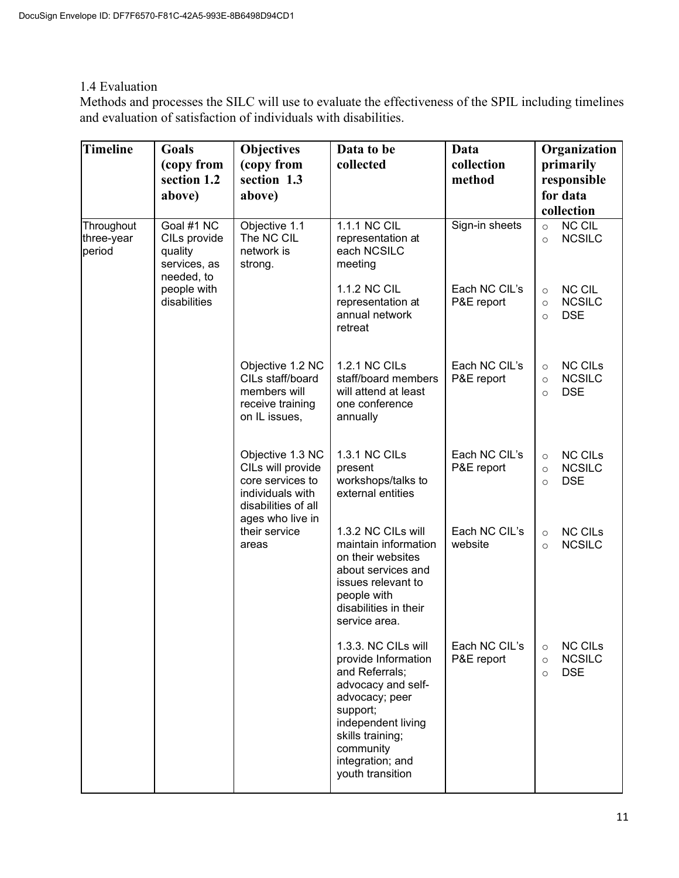1.4 Evaluation

Methods and processes the SILC will use to evaluate the effectiveness of the SPIL including timelines and evaluation of satisfaction of individuals with disabilities.

| Timeline | Goals (copy from section 1.2 above) | Objectives (copy from section 1.3 above) | Data to be collected | Data collection method | Organization primarily responsible for data collection |
|---|---|---|---|---|---|
| Throughout three-year period | Goal #1 NC CILs provide quality services, as needed, to people with disabilities | Objective 1.1 The NC CIL network is strong. | 1.1.1 NC CIL representation at each NCSILC meeting | Sign-in sheets | ○ NC CIL<br>○ NCSILC |
| | | | 1.1.2 NC CIL representation at annual network retreat | Each NC CIL's P&E report | ○ NC CIL<br>○ NCSILC<br>○ DSE |
| | | Objective 1.2 NC CILs staff/board members will receive training on IL issues, | 1.2.1 NC CILs staff/board members will attend at least one conference annually | Each NC CIL's P&E report | ○ NC CILs<br>○ NCSILC<br>○ DSE |
| | | Objective 1.3 NC CILs will provide core services to individuals with disabilities of all ages who live in their service areas | 1.3.1 NC CILs present workshops/talks to external entities | Each NC CIL's P&E report | ○ NC CILs<br>○ NCSILC<br>○ DSE |
| | | | 1.3.2 NC CILs will maintain information on their websites about services and issues relevant to people with disabilities in their service area. | Each NC CIL's website | ○ NC CILs<br>○ NCSILC |
| | | | 1.3.3. NC CILs will provide Information and Referrals; advocacy and self-advocacy; peer support; independent living skills training; community integration; and youth transition | Each NC CIL's P&E report | ○ NC CILs<br>○ NCSILC<br>○ DSE |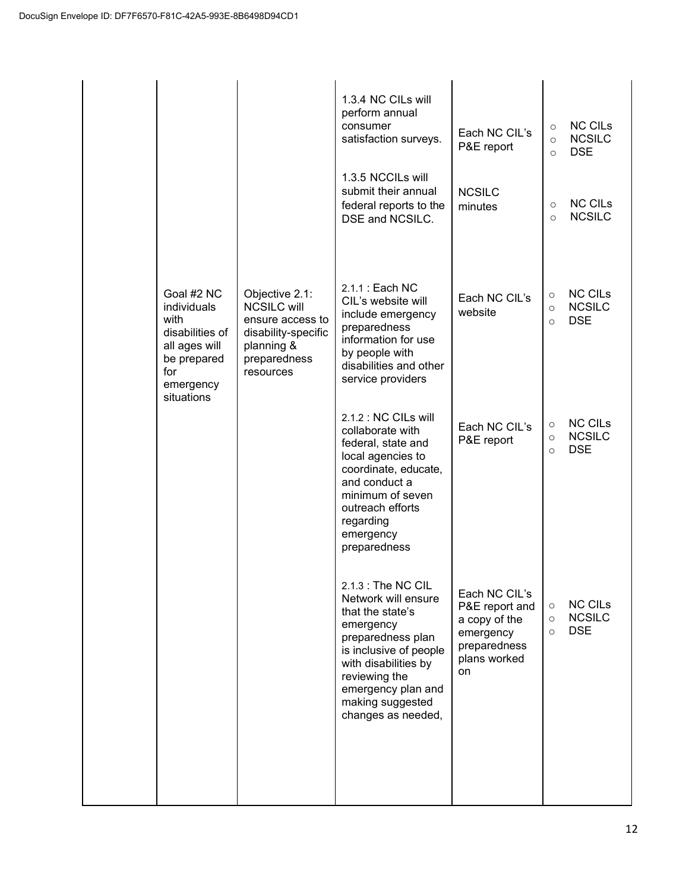DocuSign Envelope ID: DF7F6570-F81C-42A5-993E-8B6498D94CD1

| | | | | | |
|---|---|---|---|---|---|
| | | | 1.3.4 NC CILs will perform annual consumer satisfaction surveys. | Each NC CIL's P&E report | ○ NC CILs<br>○ NCSILC<br>○ DSE |
| | | | 1.3.5 NCCILs will submit their annual federal reports to the DSE and NCSILC. | NCSILC minutes | ○ NC CILs<br>○ NCSILC |
| | Goal #2 NC individuals with disabilities of all ages will be prepared for emergency situations | Objective 2.1: NCSILC will ensure access to disability-specific planning & preparedness resources | 2.1.1 : Each NC CIL's website will include emergency preparedness information for use by people with disabilities and other service providers | Each NC CIL's website | ○ NC CILs<br>○ NCSILC<br>○ DSE |
| | | | 2.1.2 : NC CILs will collaborate with federal, state and local agencies to coordinate, educate, and conduct a minimum of seven outreach efforts regarding emergency preparedness | Each NC CIL's P&E report | ○ NC CILs<br>○ NCSILC<br>○ DSE |
| | | | 2.1.3 : The NC CIL Network will ensure that the state's emergency preparedness plan is inclusive of people with disabilities by reviewing the emergency plan and making suggested changes as needed, | Each NC CIL's P&E report and a copy of the emergency preparedness plans worked on | ○ NC CILs<br>○ NCSILC<br>○ DSE |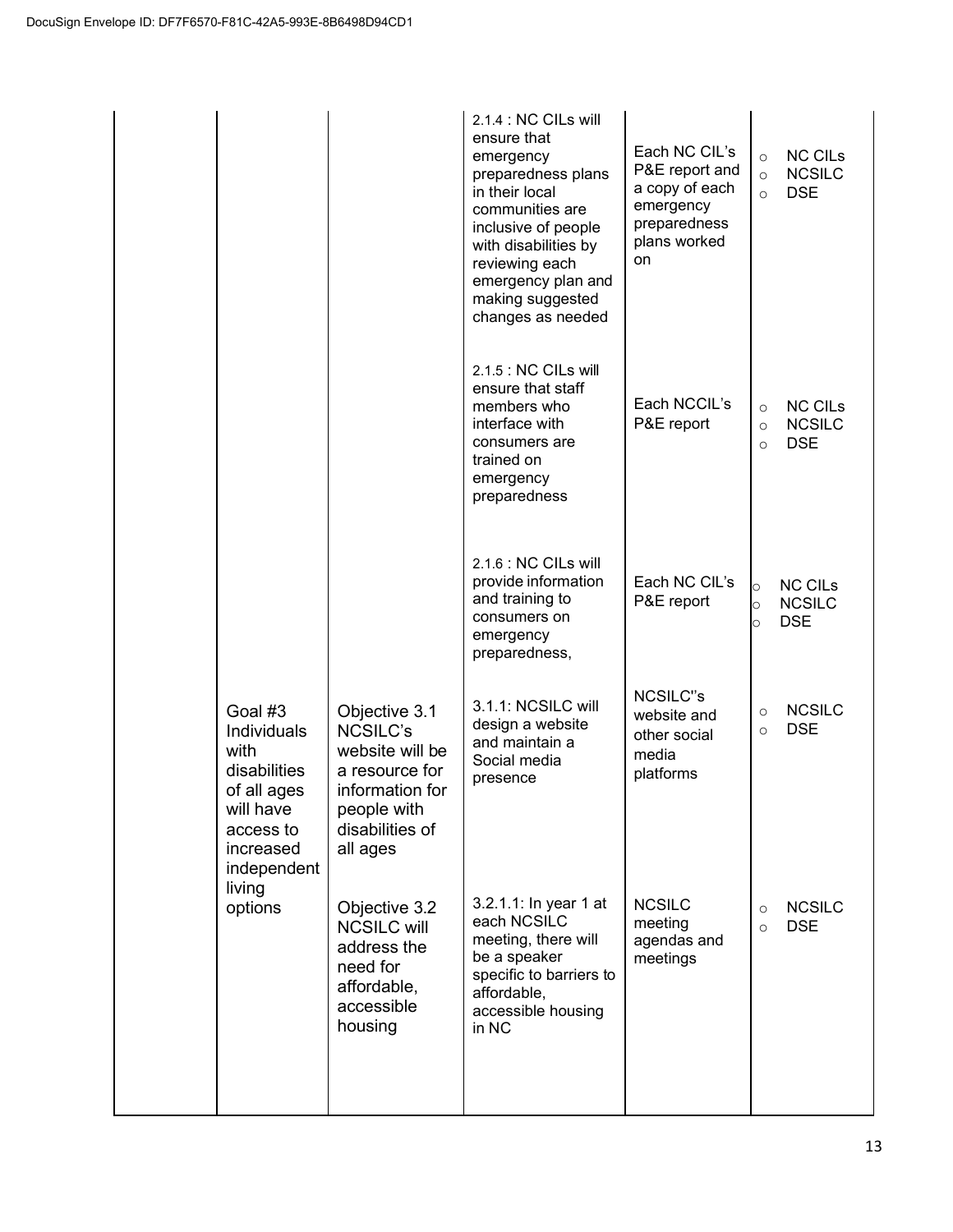DocuSign Envelope ID: DF7F6570-F81C-42A5-993E-8B6498D94CD1

| | | | | | |
|---|---|---|---|---|---|
| | | | 2.1.4 : NC CILs will ensure that emergency preparedness plans in their local communities are inclusive of people with disabilities by reviewing each emergency plan and making suggested changes as needed | Each NC CIL's P&E report and a copy of each emergency preparedness plans worked on | ○ NC CILs<br>○ NCSILC<br>○ DSE |
| | | | 2.1.5 : NC CILs will ensure that staff members who interface with consumers are trained on emergency preparedness | Each NCCIL's P&E report | ○ NC CILs<br>○ NCSILC<br>○ DSE |
| | | | 2.1.6 : NC CILs will provide information and training to consumers on emergency preparedness, | Each NC CIL's P&E report | ○ NC CILs<br>○ NCSILC<br>○ DSE |
| | Goal #3 Individuals with disabilities of all ages will have access to increased independent living options | Objective 3.1 NCSILC's website will be a resource for information for people with disabilities of all ages | 3.1.1: NCSILC will design a website and maintain a Social media presence | NCSILC"s website and other social media platforms | ○ NCSILC<br>○ DSE |
| | | Objective 3.2 NCSILC will address the need for affordable, accessible housing | 3.2.1.1: In year 1 at each NCSILC meeting, there will be a speaker specific to barriers to affordable, accessible housing in NC | NCSILC meeting agendas and meetings | ○ NCSILC<br>○ DSE |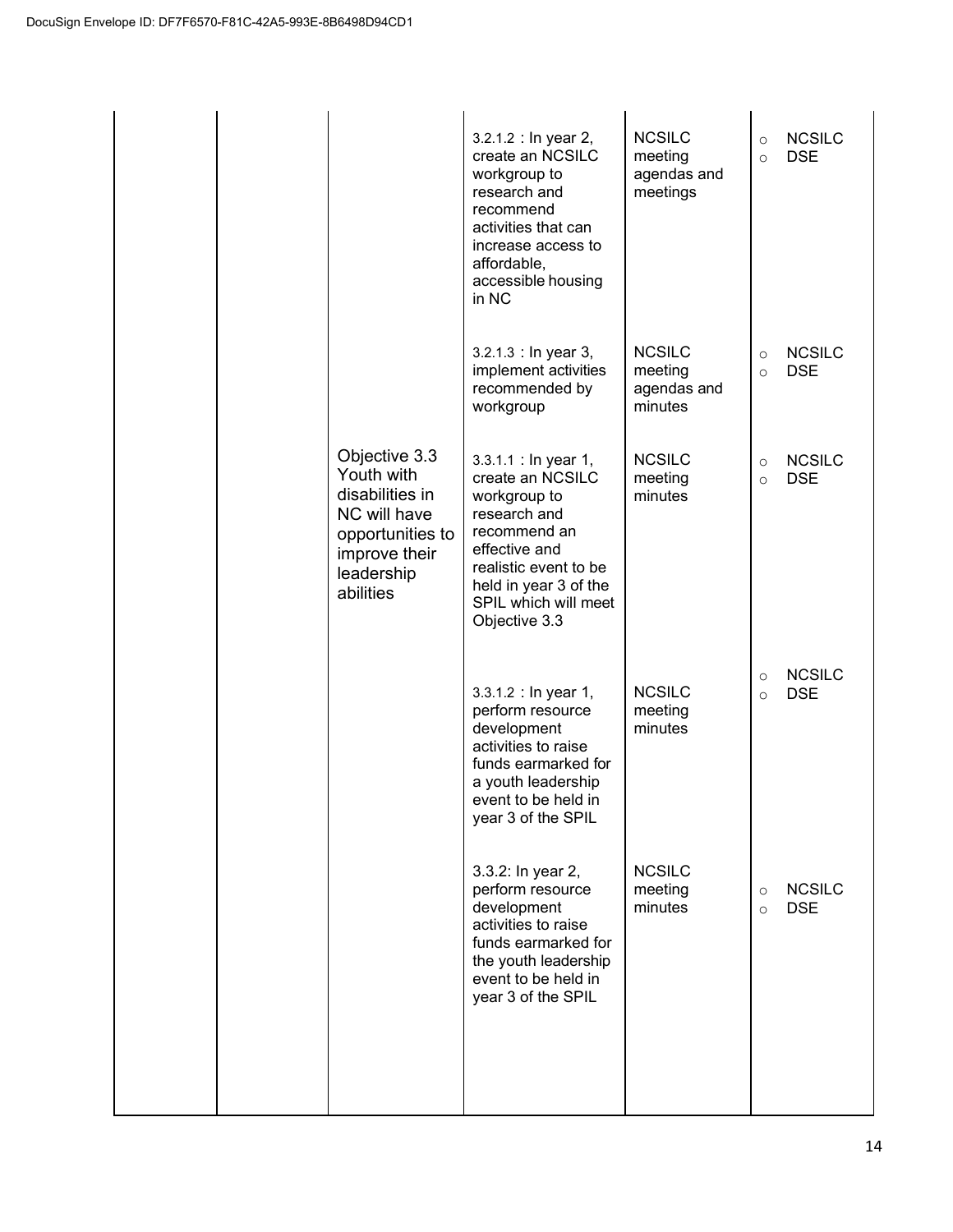DocuSign Envelope ID: DF7F6570-F81C-42A5-993E-8B6498D94CD1

| | | | | | |
|---|---|---|---|---|---|
| | | | 3.2.1.2 : In year 2, create an NCSILC workgroup to research and recommend activities that can increase access to affordable, accessible housing in NC | NCSILC meeting agendas and meetings | ○ NCSILC<br>○ DSE |
| | | | 3.2.1.3 : In year 3, implement activities recommended by workgroup | NCSILC meeting agendas and minutes | ○ NCSILC<br>○ DSE |
| | | Objective 3.3 Youth with disabilities in NC will have opportunities to improve their leadership abilities | 3.3.1.1 : In year 1, create an NCSILC workgroup to research and recommend an effective and realistic event to be held in year 3 of the SPIL which will meet Objective 3.3 | NCSILC meeting minutes | ○ NCSILC<br>○ DSE |
| | | | 3.3.1.2 : In year 1, perform resource development activities to raise funds earmarked for a youth leadership event to be held in year 3 of the SPIL | NCSILC meeting minutes | ○ NCSILC<br>○ DSE |
| | | | 3.3.2: In year 2, perform resource development activities to raise funds earmarked for the youth leadership event to be held in year 3 of the SPIL | NCSILC meeting minutes | ○ NCSILC<br>○ DSE |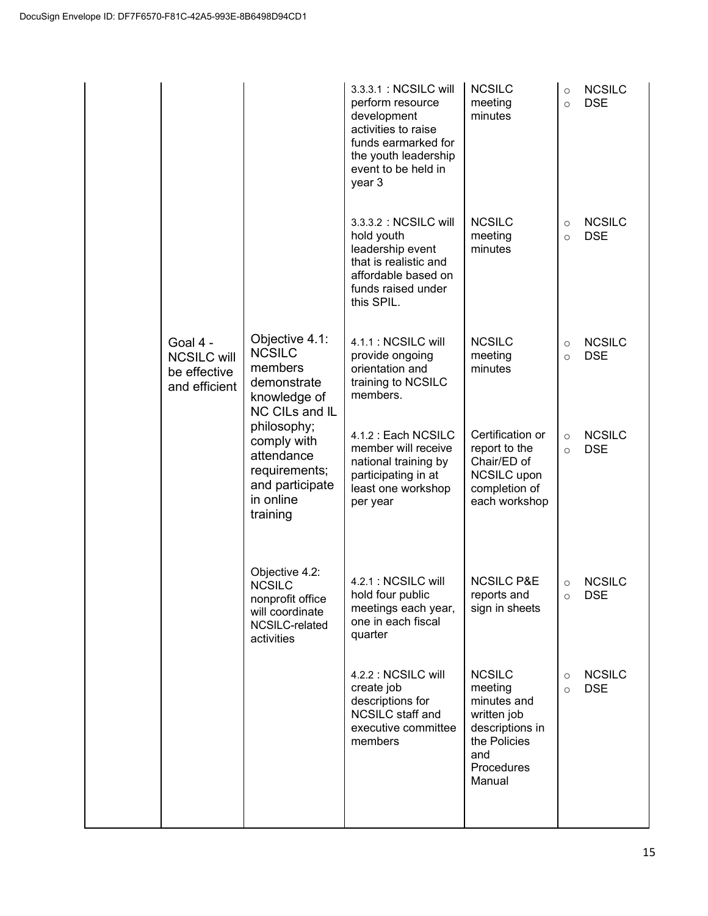DocuSign Envelope ID: DF7F6570-F81C-42A5-993E-8B6498D94CD1

| | | | | | |
|---|---|---|---|---|---|
| | | | 3.3.3.1 : NCSILC will perform resource development activities to raise funds earmarked for the youth leadership event to be held in year 3 | NCSILC meeting minutes | ○ NCSILC<br>○ DSE |
| | | | 3.3.3.2 : NCSILC will hold youth leadership event that is realistic and affordable based on funds raised under this SPIL. | NCSILC meeting minutes | ○ NCSILC<br>○ DSE |
| | Goal 4 - NCSILC will be effective and efficient | Objective 4.1: NCSILC members demonstrate knowledge of NC CILs and IL philosophy; comply with attendance requirements; and participate in online training | 4.1.1 : NCSILC will provide ongoing orientation and training to NCSILC members. | NCSILC meeting minutes | ○ NCSILC<br>○ DSE |
| | | | 4.1.2 : Each NCSILC member will receive national training by participating in at least one workshop per year | Certification or report to the Chair/ED of NCSILC upon completion of each workshop | ○ NCSILC<br>○ DSE |
| | | Objective 4.2: NCSILC nonprofit office will coordinate NCSILC-related activities | 4.2.1 : NCSILC will hold four public meetings each year, one in each fiscal quarter | NCSILC P&E reports and sign in sheets | ○ NCSILC<br>○ DSE |
| | | | 4.2.2 : NCSILC will create job descriptions for NCSILC staff and executive committee members | NCSILC meeting minutes and written job descriptions in the Policies and Procedures Manual | ○ NCSILC<br>○ DSE |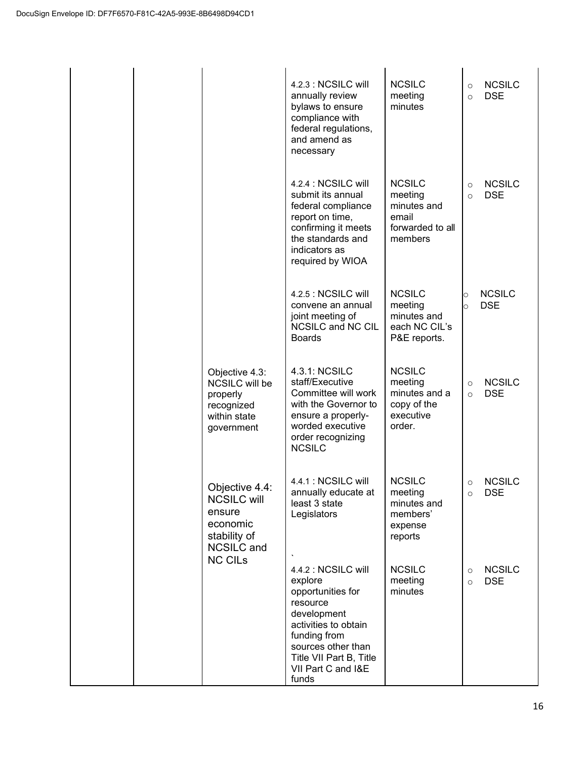| | | | | | |
|---|---|---|---|---|---|
| | | | 4.2.3 : NCSILC will annually review bylaws to ensure compliance with federal regulations, and amend as necessary | NCSILC meeting minutes | ○ NCSILC<br>○ DSE |
| | | | 4.2.4 : NCSILC will submit its annual federal compliance report on time, confirming it meets the standards and indicators as required by WIOA | NCSILC meeting minutes and email forwarded to all members | ○ NCSILC<br>○ DSE |
| | | | 4.2.5 : NCSILC will convene an annual joint meeting of NCSILC and NC CIL Boards | NCSILC meeting minutes and each NC CIL's P&E reports. | ○ NCSILC<br>○ DSE |
| | | Objective 4.3: NCSILC will be properly recognized within state government | 4.3.1: NCSILC staff/Executive Committee will work with the Governor to ensure a properly-worded executive order recognizing NCSILC | NCSILC meeting minutes and a copy of the executive order. | ○ NCSILC<br>○ DSE |
| | | Objective 4.4: NCSILC will ensure economic stability of NCSILC and NC CILs | 4.4.1 : NCSILC will annually educate at least 3 state Legislators<br>` | NCSILC meeting minutes and members' expense reports | ○ NCSILC<br>○ DSE |
| | | | 4.4.2 : NCSILC will explore opportunities for resource development activities to obtain funding from sources other than Title VII Part B, Title VII Part C and I&E funds | NCSILC meeting minutes | ○ NCSILC<br>○ DSE |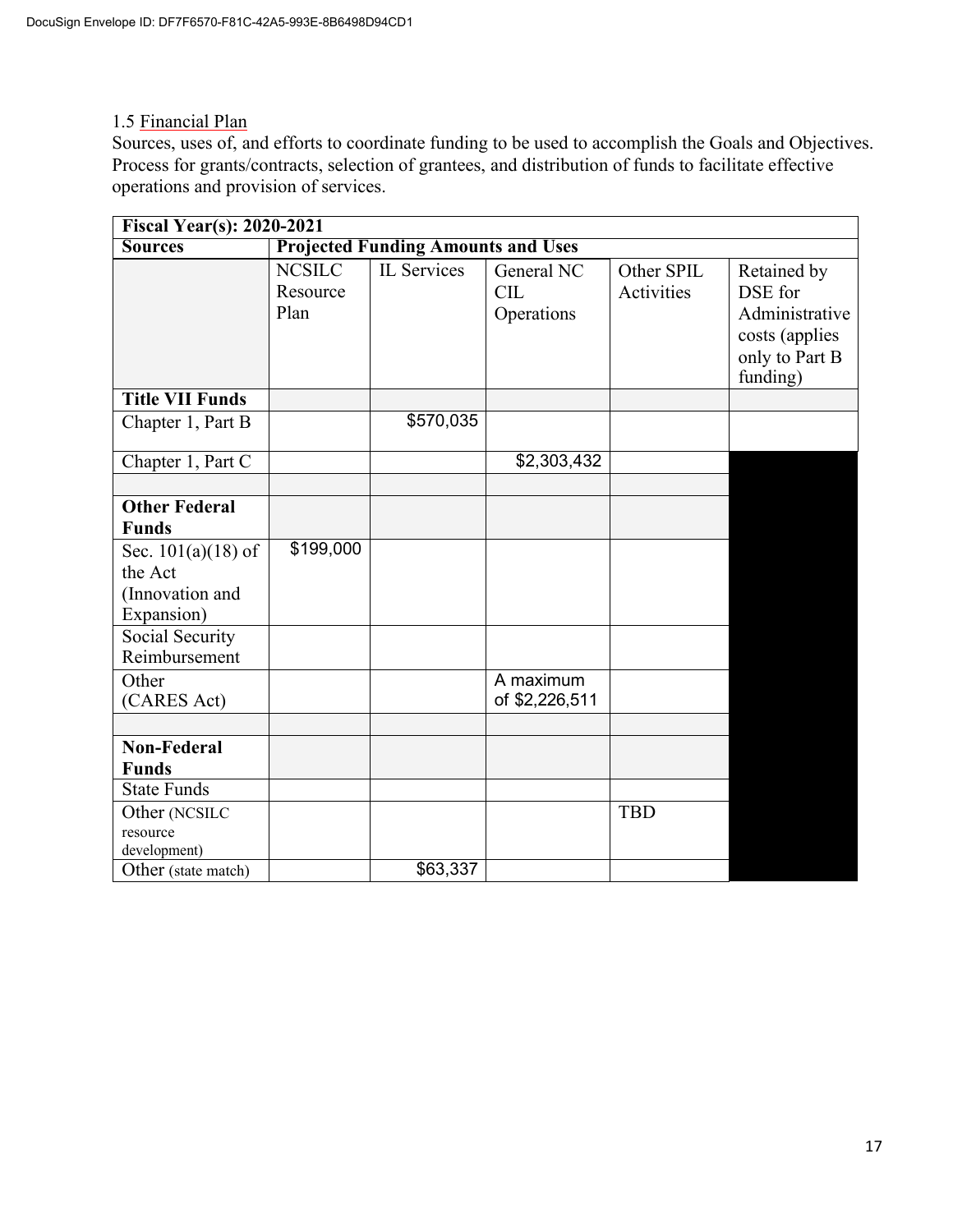1.5 Financial Plan

Sources, uses of, and efforts to coordinate funding to be used to accomplish the Goals and Objectives. Process for grants/contracts, selection of grantees, and distribution of funds to facilitate effective operations and provision of services.

| **Fiscal Year(s): 2020-2021** | | | | | |
|---|---|---|---|---|---|
| **Sources** | **Projected Funding Amounts and Uses** | | | | |
| | NCSILC Resource Plan | IL Services | General NC CIL Operations | Other SPIL Activities | Retained by DSE for Administrative costs (applies only to Part B funding) |
| **Title VII Funds** | | | | | |
| Chapter 1, Part B | | $570,035 | | | |
| Chapter 1, Part C | | | $2,303,432 | | |
| | | | | | |
| **Other Federal Funds** | | | | | |
| Sec. 101(a)(18) of the Act (Innovation and Expansion) | $199,000 | | | | |
| Social Security Reimbursement | | | | | |
| Other (CARES Act) | | | A maximum of $2,226,511 | | |
| | | | | | |
| **Non-Federal Funds** | | | | | |
| State Funds | | | | | |
| Other (NCSILC resource development) | | | | TBD | |
| Other (state match) | | $63,337 | | | |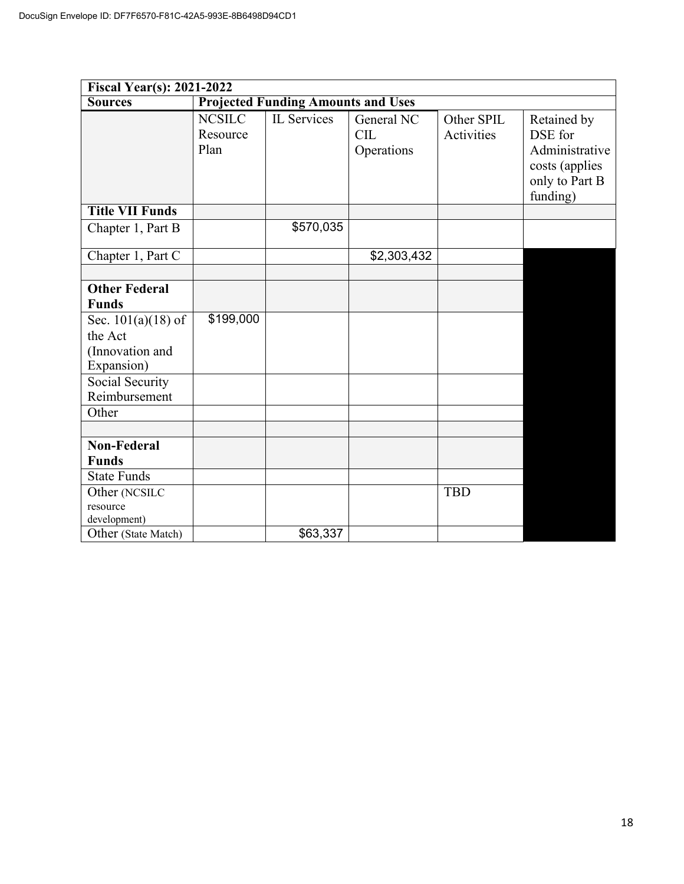| **Fiscal Year(s): 2021-2022** | | | | | |
|---|---|---|---|---|---|
| **Sources** | **Projected Funding Amounts and Uses** | | | | |
| | NCSILC Resource Plan | IL Services | General NC CIL Operations | Other SPIL Activities | Retained by DSE for Administrative costs (applies only to Part B funding) |
| **Title VII Funds** | | | | | |
| Chapter 1, Part B | | $570,035 | | | |
| Chapter 1, Part C | | | $2,303,432 | | |
| | | | | | |
| **Other Federal Funds** | | | | | |
| Sec. 101(a)(18) of the Act (Innovation and Expansion) | $199,000 | | | | |
| Social Security Reimbursement | | | | | |
| Other | | | | | |
| | | | | | |
| **Non-Federal Funds** | | | | | |
| State Funds | | | | | |
| Other (NCSILC resource development) | | | | TBD | |
| Other (State Match) | | $63,337 | | | |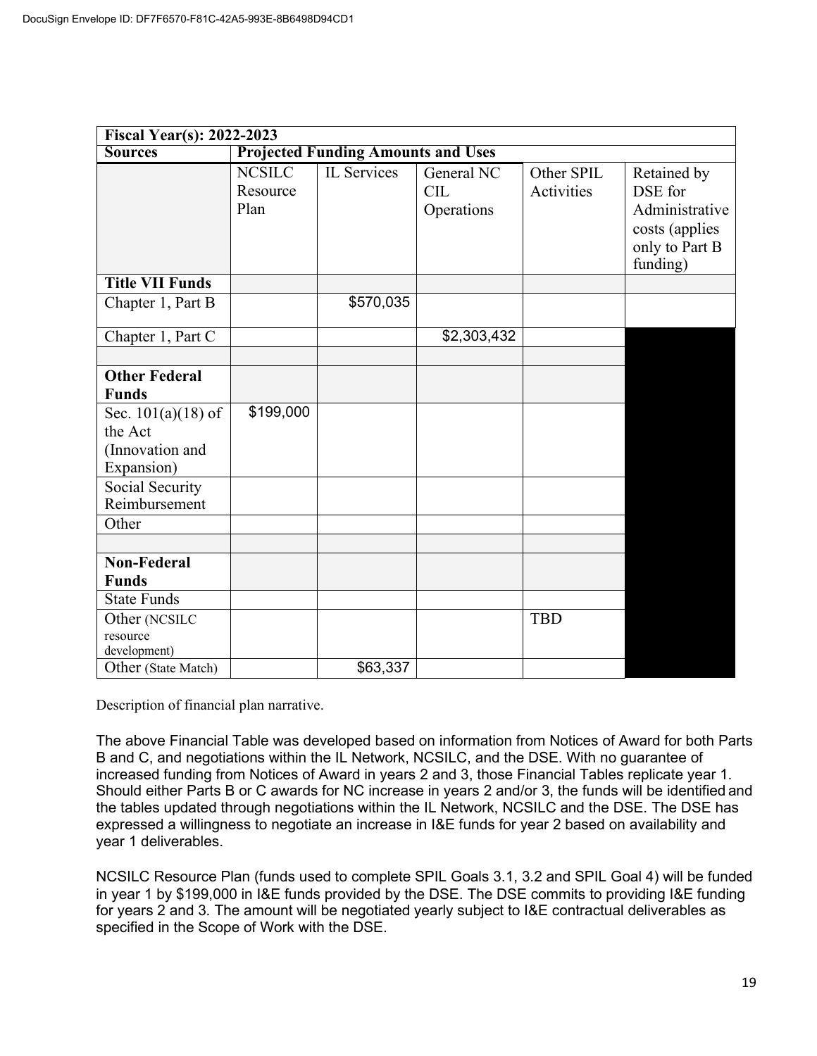| Fiscal Year(s): 2022-2023 | | | | | |
|---|---|---|---|---|---|
| **Sources** | **Projected Funding Amounts and Uses** | | | | |
| | NCSILC Resource Plan | IL Services | General NC CIL Operations | Other SPIL Activities | Retained by DSE for Administrative costs (applies only to Part B funding) |
| **Title VII Funds** | | | | | |
| Chapter 1, Part B | | $570,035 | | | |
| Chapter 1, Part C | | | $2,303,432 | | |
| | | | | | |
| **Other Federal Funds** | | | | | |
| Sec. 101(a)(18) of the Act (Innovation and Expansion) | $199,000 | | | | |
| Social Security Reimbursement | | | | | |
| Other | | | | | |
| | | | | | |
| **Non-Federal Funds** | | | | | |
| State Funds | | | | | |
| Other (NCSILC resource development) | | | | TBD | |
| Other (State Match) | | $63,337 | | | |

Description of financial plan narrative.

The above Financial Table was developed based on information from Notices of Award for both Parts B and C, and negotiations within the IL Network, NCSILC, and the DSE. With no guarantee of increased funding from Notices of Award in years 2 and 3, those Financial Tables replicate year 1. Should either Parts B or C awards for NC increase in years 2 and/or 3, the funds will be identified and the tables updated through negotiations within the IL Network, NCSILC and the DSE. The DSE has expressed a willingness to negotiate an increase in I&E funds for year 2 based on availability and year 1 deliverables.

NCSILC Resource Plan (funds used to complete SPIL Goals 3.1, 3.2 and SPIL Goal 4) will be funded in year 1 by $199,000 in I&E funds provided by the DSE. The DSE commits to providing I&E funding for years 2 and 3. The amount will be negotiated yearly subject to I&E contractual deliverables as specified in the Scope of Work with the DSE.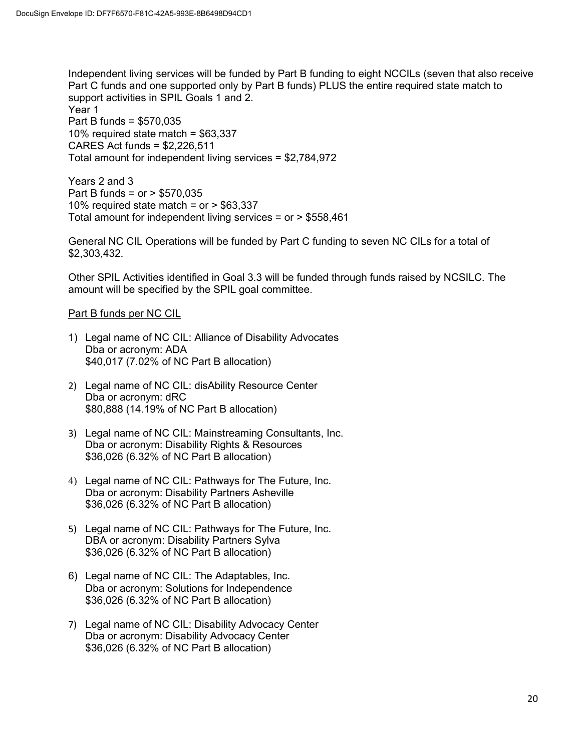Independent living services will be funded by Part B funding to eight NCCILs (seven that also receive Part C funds and one supported only by Part B funds) PLUS the entire required state match to support activities in SPIL Goals 1 and 2.
Year 1
Part B funds = $570,035
10% required state match = $63,337
CARES Act funds = $2,226,511
Total amount for independent living services = $2,784,972

Years 2 and 3
Part B funds = or > $570,035
10% required state match = or > $63,337
Total amount for independent living services = or > $558,461

General NC CIL Operations will be funded by Part C funding to seven NC CILs for a total of $2,303,432.

Other SPIL Activities identified in Goal 3.3 will be funded through funds raised by NCSILC. The amount will be specified by the SPIL goal committee.

<u>Part B funds per NC CIL</u>

1) Legal name of NC CIL: Alliance of Disability Advocates
   Dba or acronym: ADA
   $40,017 (7.02% of NC Part B allocation)

2) Legal name of NC CIL: disAbility Resource Center
   Dba or acronym: dRC
   $80,888 (14.19% of NC Part B allocation)

3) Legal name of NC CIL: Mainstreaming Consultants, Inc.
   Dba or acronym: Disability Rights & Resources
   $36,026 (6.32% of NC Part B allocation)

4) Legal name of NC CIL: Pathways for The Future, Inc.
   Dba or acronym: Disability Partners Asheville
   $36,026 (6.32% of NC Part B allocation)

5) Legal name of NC CIL: Pathways for The Future, Inc.
   DBA or acronym: Disability Partners Sylva
   $36,026 (6.32% of NC Part B allocation)

6) Legal name of NC CIL: The Adaptables, Inc.
   Dba or acronym: Solutions for Independence
   $36,026 (6.32% of NC Part B allocation)

7) Legal name of NC CIL: Disability Advocacy Center
   Dba or acronym: Disability Advocacy Center
   $36,026 (6.32% of NC Part B allocation)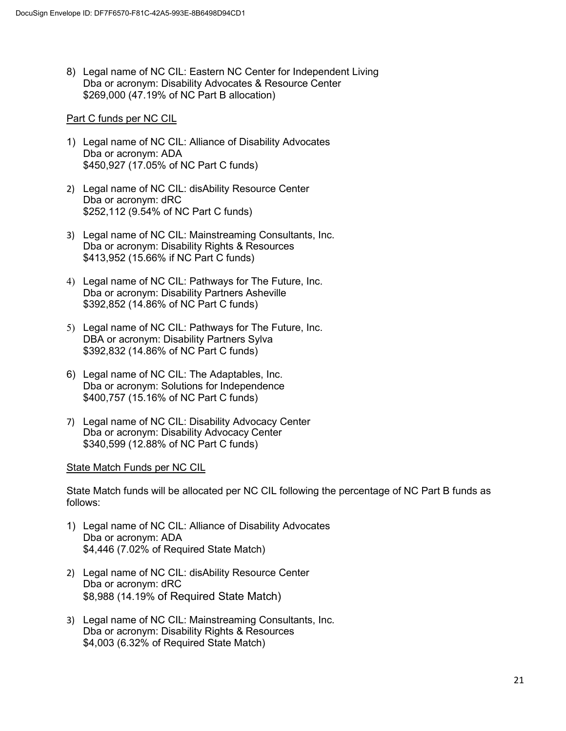8) Legal name of NC CIL: Eastern NC Center for Independent Living
   Dba or acronym: Disability Advocates & Resource Center
   $269,000 (47.19% of NC Part B allocation)

<u>Part C funds per NC CIL</u>

1) Legal name of NC CIL: Alliance of Disability Advocates
   Dba or acronym: ADA
   $450,927 (17.05% of NC Part C funds)

2) Legal name of NC CIL: disAbility Resource Center
   Dba or acronym: dRC
   $252,112 (9.54% of NC Part C funds)

3) Legal name of NC CIL: Mainstreaming Consultants, Inc.
   Dba or acronym: Disability Rights & Resources
   $413,952 (15.66% if NC Part C funds)

4) Legal name of NC CIL: Pathways for The Future, Inc.
   Dba or acronym: Disability Partners Asheville
   $392,852 (14.86% of NC Part C funds)

5) Legal name of NC CIL: Pathways for The Future, Inc.
   DBA or acronym: Disability Partners Sylva
   $392,832 (14.86% of NC Part C funds)

6) Legal name of NC CIL: The Adaptables, Inc.
   Dba or acronym: Solutions for Independence
   $400,757 (15.16% of NC Part C funds)

7) Legal name of NC CIL: Disability Advocacy Center
   Dba or acronym: Disability Advocacy Center
   $340,599 (12.88% of NC Part C funds)

<u>State Match Funds per NC CIL</u>

State Match funds will be allocated per NC CIL following the percentage of NC Part B funds as follows:

1) Legal name of NC CIL: Alliance of Disability Advocates
   Dba or acronym: ADA
   $4,446 (7.02% of Required State Match)

2) Legal name of NC CIL: disAbility Resource Center
   Dba or acronym: dRC
   $8,988 (14.19% of Required State Match)

3) Legal name of NC CIL: Mainstreaming Consultants, Inc.
   Dba or acronym: Disability Rights & Resources
   $4,003 (6.32% of Required State Match)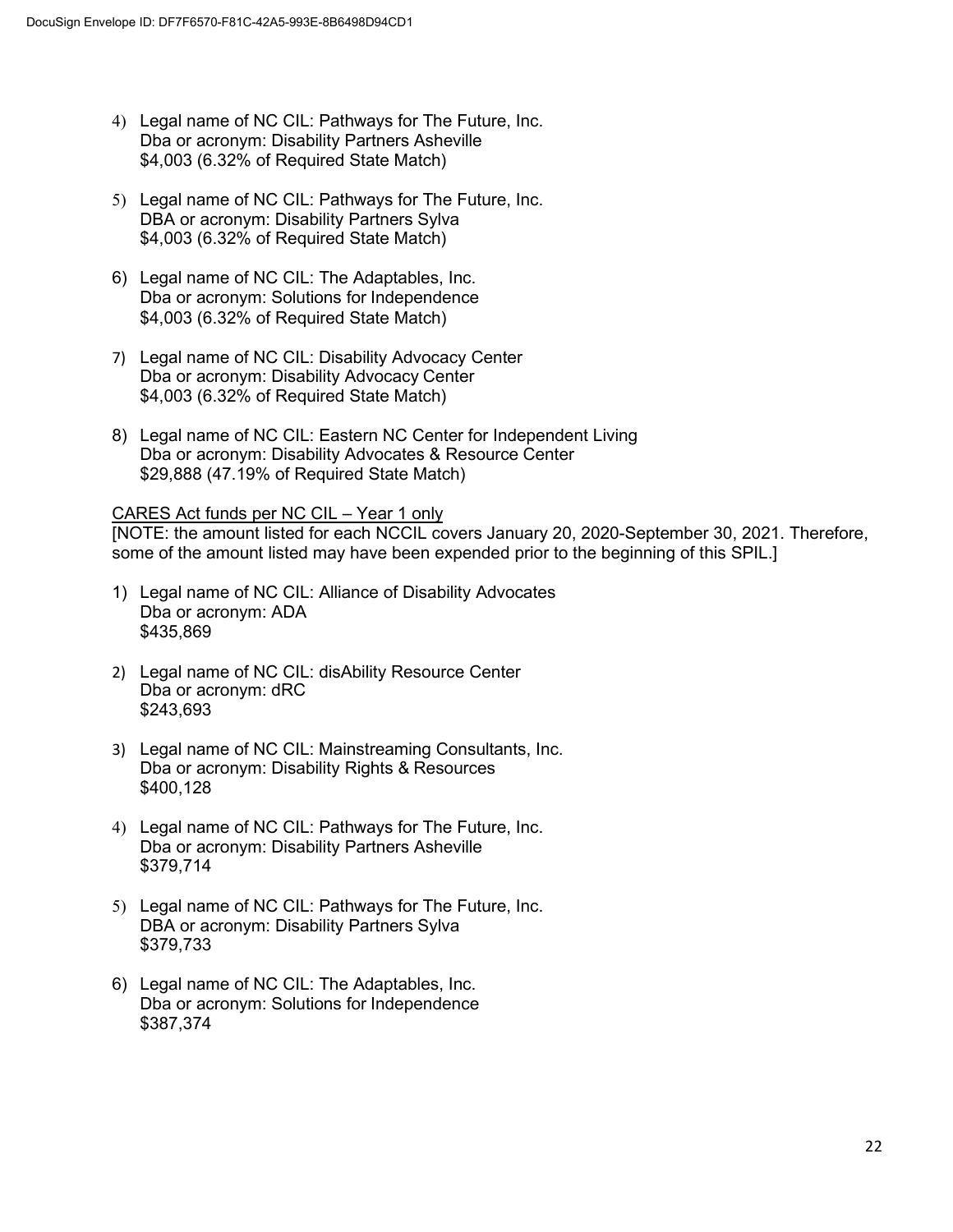4) Legal name of NC CIL: Pathways for The Future, Inc.
   Dba or acronym: Disability Partners Asheville
   $4,003 (6.32% of Required State Match)

5) Legal name of NC CIL: Pathways for The Future, Inc.
   DBA or acronym: Disability Partners Sylva
   $4,003 (6.32% of Required State Match)

6) Legal name of NC CIL: The Adaptables, Inc.
   Dba or acronym: Solutions for Independence
   $4,003 (6.32% of Required State Match)

7) Legal name of NC CIL: Disability Advocacy Center
   Dba or acronym: Disability Advocacy Center
   $4,003 (6.32% of Required State Match)

8) Legal name of NC CIL: Eastern NC Center for Independent Living
   Dba or acronym: Disability Advocates & Resource Center
   $29,888 (47.19% of Required State Match)

<u>CARES Act funds per NC CIL – Year 1 only</u>
[NOTE: the amount listed for each NCCIL covers January 20, 2020-September 30, 2021. Therefore, some of the amount listed may have been expended prior to the beginning of this SPIL.]

1) Legal name of NC CIL: Alliance of Disability Advocates
   Dba or acronym: ADA
   $435,869

2) Legal name of NC CIL: disAbility Resource Center
   Dba or acronym: dRC
   $243,693

3) Legal name of NC CIL: Mainstreaming Consultants, Inc.
   Dba or acronym: Disability Rights & Resources
   $400,128

4) Legal name of NC CIL: Pathways for The Future, Inc.
   Dba or acronym: Disability Partners Asheville
   $379,714

5) Legal name of NC CIL: Pathways for The Future, Inc.
   DBA or acronym: Disability Partners Sylva
   $379,733

6) Legal name of NC CIL: The Adaptables, Inc.
   Dba or acronym: Solutions for Independence
   $387,374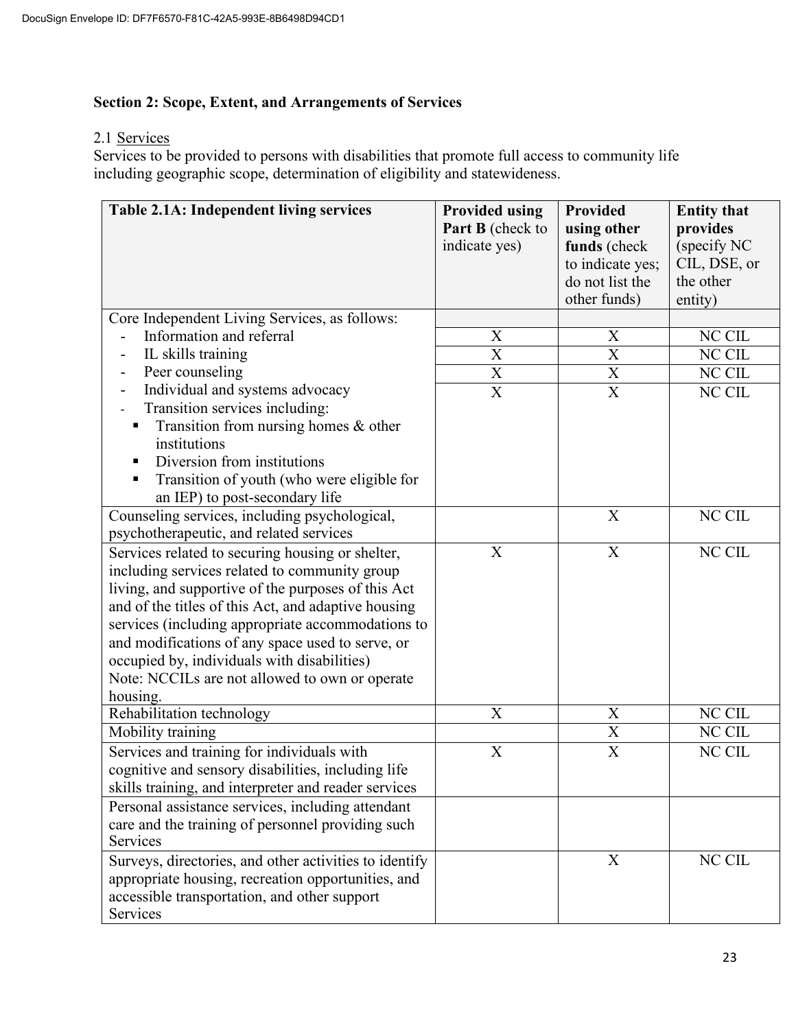## Section 2: Scope, Extent, and Arrangements of Services

2.1 Services

Services to be provided to persons with disabilities that promote full access to community life including geographic scope, determination of eligibility and statewideness.

| Table 2.1A: Independent living services | Provided using Part B (check to indicate yes) | Provided using other funds (check to indicate yes; do not list the other funds) | Entity that provides (specify NC CIL, DSE, or the other entity) |
|---|---|---|---|
| Core Independent Living Services, as follows: | | | |
| - Information and referral | X | X | NC CIL |
| - IL skills training | X | X | NC CIL |
| - Peer counseling | X | X | NC CIL |
| - Individual and systems advocacy | X | X | NC CIL |
| - Transition services including: ▪ Transition from nursing homes & other institutions ▪ Diversion from institutions ▪ Transition of youth (who were eligible for an IEP) to post-secondary life | | | |
| Counseling services, including psychological, psychotherapeutic, and related services | | X | NC CIL |
| Services related to securing housing or shelter, including services related to community group living, and supportive of the purposes of this Act and of the titles of this Act, and adaptive housing services (including appropriate accommodations to and modifications of any space used to serve, or occupied by, individuals with disabilities) Note: NCCILs are not allowed to own or operate housing. | X | X | NC CIL |
| Rehabilitation technology | X | X | NC CIL |
| Mobility training | | X | NC CIL |
| Services and training for individuals with cognitive and sensory disabilities, including life skills training, and interpreter and reader services | X | X | NC CIL |
| Personal assistance services, including attendant care and the training of personnel providing such Services | | | |
| Surveys, directories, and other activities to identify appropriate housing, recreation opportunities, and accessible transportation, and other support Services | | X | NC CIL |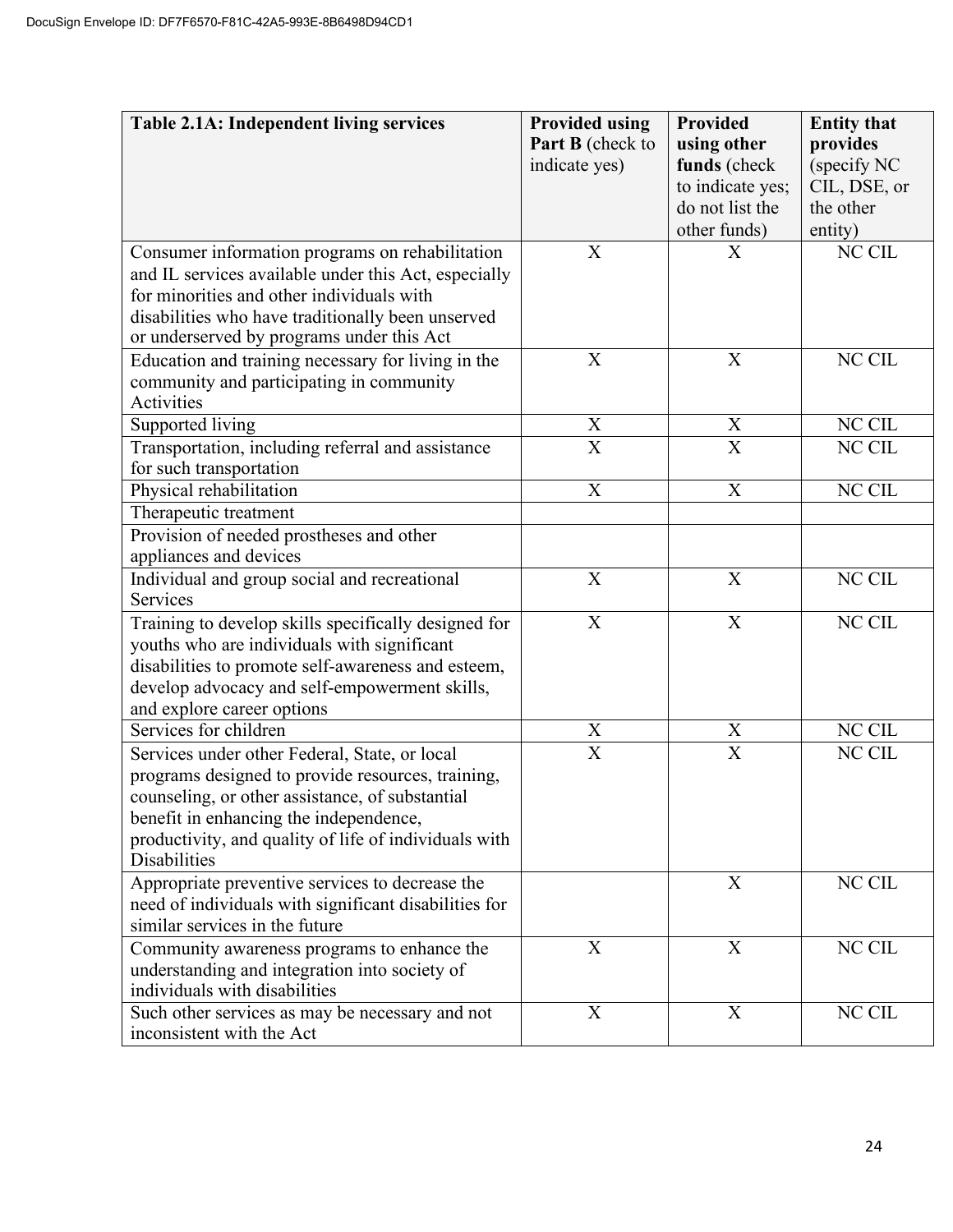| Table 2.1A: Independent living services | **Provided using Part B** (check to indicate yes) | **Provided using other funds** (check to indicate yes; do not list the other funds) | **Entity that provides** (specify NC CIL, DSE, or the other entity) |
|---|---|---|---|
| Consumer information programs on rehabilitation and IL services available under this Act, especially for minorities and other individuals with disabilities who have traditionally been unserved or underserved by programs under this Act | X | X | NC CIL |
| Education and training necessary for living in the community and participating in community Activities | X | X | NC CIL |
| Supported living | X | X | NC CIL |
| Transportation, including referral and assistance for such transportation | X | X | NC CIL |
| Physical rehabilitation | X | X | NC CIL |
| Therapeutic treatment | | | |
| Provision of needed prostheses and other appliances and devices | | | |
| Individual and group social and recreational Services | X | X | NC CIL |
| Training to develop skills specifically designed for youths who are individuals with significant disabilities to promote self-awareness and esteem, develop advocacy and self-empowerment skills, and explore career options | X | X | NC CIL |
| Services for children | X | X | NC CIL |
| Services under other Federal, State, or local programs designed to provide resources, training, counseling, or other assistance, of substantial benefit in enhancing the independence, productivity, and quality of life of individuals with Disabilities | X | X | NC CIL |
| Appropriate preventive services to decrease the need of individuals with significant disabilities for similar services in the future | | X | NC CIL |
| Community awareness programs to enhance the understanding and integration into society of individuals with disabilities | X | X | NC CIL |
| Such other services as may be necessary and not inconsistent with the Act | X | X | NC CIL |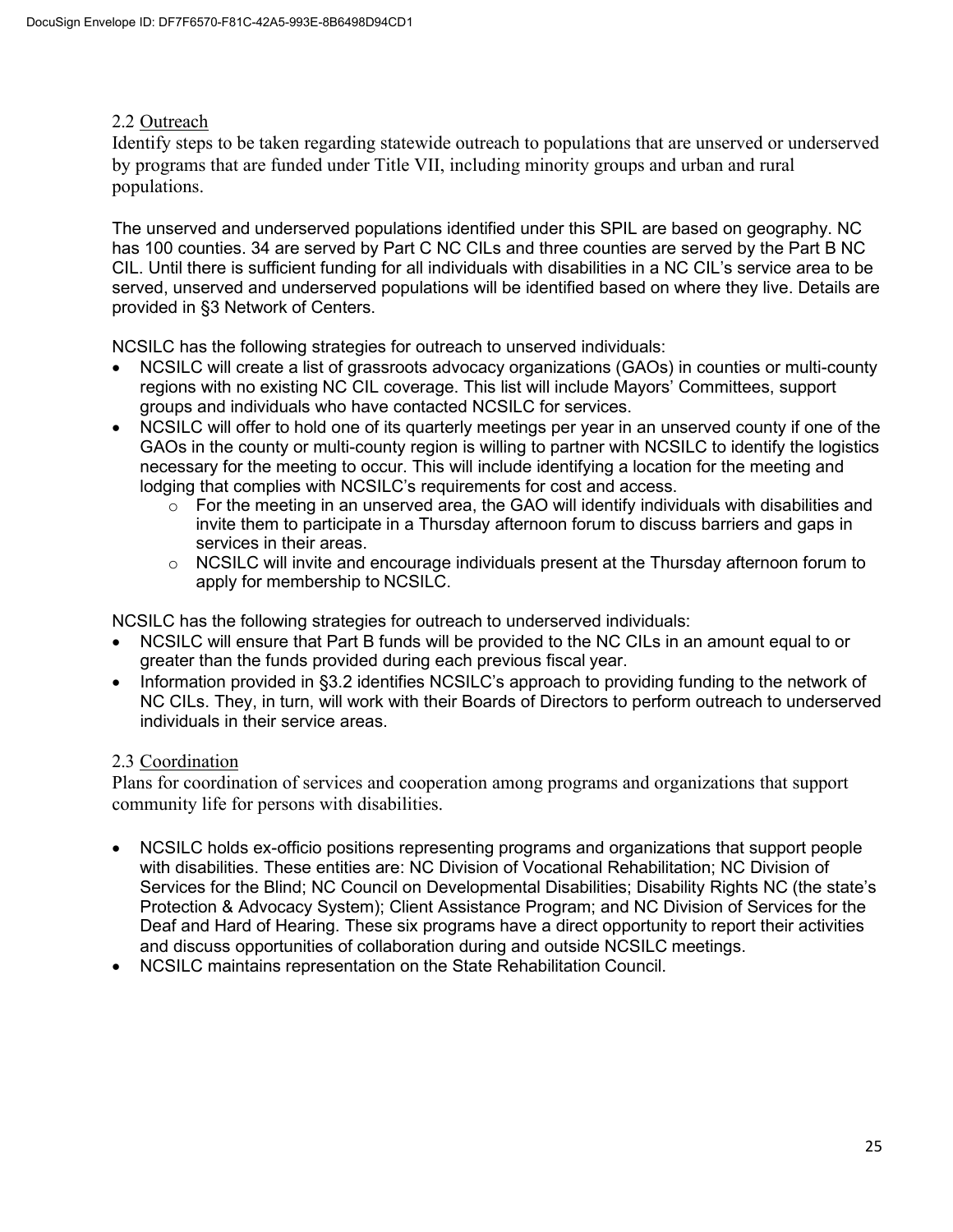2.2 Outreach

Identify steps to be taken regarding statewide outreach to populations that are unserved or underserved by programs that are funded under Title VII, including minority groups and urban and rural populations.

The unserved and underserved populations identified under this SPIL are based on geography. NC has 100 counties. 34 are served by Part C NC CILs and three counties are served by the Part B NC CIL. Until there is sufficient funding for all individuals with disabilities in a NC CIL's service area to be served, unserved and underserved populations will be identified based on where they live. Details are provided in §3 Network of Centers.

NCSILC has the following strategies for outreach to unserved individuals:

- NCSILC will create a list of grassroots advocacy organizations (GAOs) in counties or multi-county regions with no existing NC CIL coverage. This list will include Mayors' Committees, support groups and individuals who have contacted NCSILC for services.
- NCSILC will offer to hold one of its quarterly meetings per year in an unserved county if one of the GAOs in the county or multi-county region is willing to partner with NCSILC to identify the logistics necessary for the meeting to occur. This will include identifying a location for the meeting and lodging that complies with NCSILC's requirements for cost and access.
  - For the meeting in an unserved area, the GAO will identify individuals with disabilities and invite them to participate in a Thursday afternoon forum to discuss barriers and gaps in services in their areas.
  - NCSILC will invite and encourage individuals present at the Thursday afternoon forum to apply for membership to NCSILC.

NCSILC has the following strategies for outreach to underserved individuals:

- NCSILC will ensure that Part B funds will be provided to the NC CILs in an amount equal to or greater than the funds provided during each previous fiscal year.
- Information provided in §3.2 identifies NCSILC's approach to providing funding to the network of NC CILs. They, in turn, will work with their Boards of Directors to perform outreach to underserved individuals in their service areas.

2.3 Coordination

Plans for coordination of services and cooperation among programs and organizations that support community life for persons with disabilities.

- NCSILC holds ex-officio positions representing programs and organizations that support people with disabilities. These entities are: NC Division of Vocational Rehabilitation; NC Division of Services for the Blind; NC Council on Developmental Disabilities; Disability Rights NC (the state's Protection & Advocacy System); Client Assistance Program; and NC Division of Services for the Deaf and Hard of Hearing. These six programs have a direct opportunity to report their activities and discuss opportunities of collaboration during and outside NCSILC meetings.
- NCSILC maintains representation on the State Rehabilitation Council.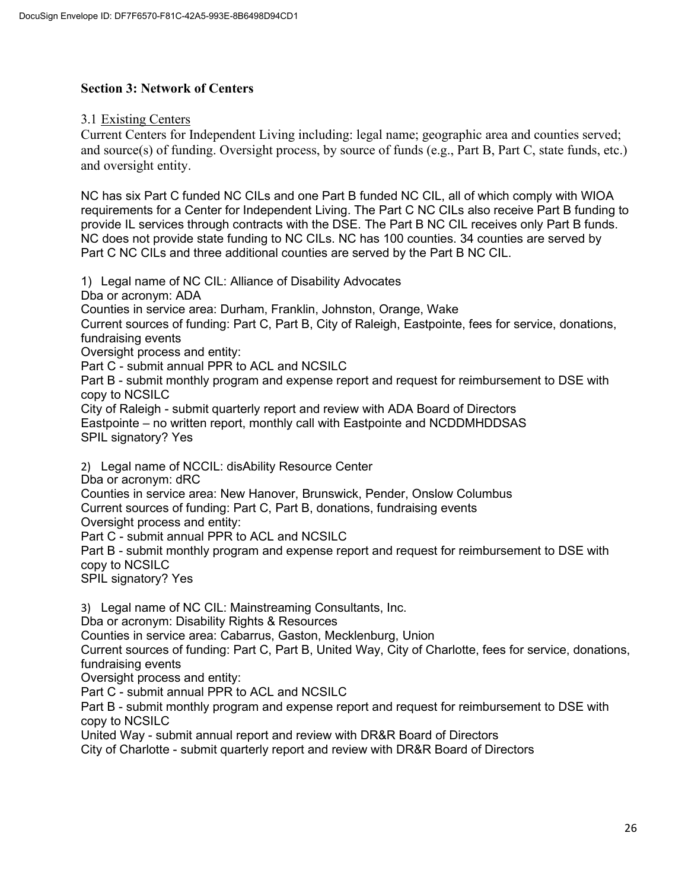## Section 3: Network of Centers

3.1 Existing Centers

Current Centers for Independent Living including: legal name; geographic area and counties served; and source(s) of funding. Oversight process, by source of funds (e.g., Part B, Part C, state funds, etc.) and oversight entity.

NC has six Part C funded NC CILs and one Part B funded NC CIL, all of which comply with WIOA requirements for a Center for Independent Living. The Part C NC CILs also receive Part B funding to provide IL services through contracts with the DSE. The Part B NC CIL receives only Part B funds. NC does not provide state funding to NC CILs. NC has 100 counties. 34 counties are served by Part C NC CILs and three additional counties are served by the Part B NC CIL.

1) Legal name of NC CIL: Alliance of Disability Advocates
Dba or acronym: ADA
Counties in service area: Durham, Franklin, Johnston, Orange, Wake
Current sources of funding: Part C, Part B, City of Raleigh, Eastpointe, fees for service, donations, fundraising events
Oversight process and entity:
Part C - submit annual PPR to ACL and NCSILC
Part B - submit monthly program and expense report and request for reimbursement to DSE with copy to NCSILC
City of Raleigh - submit quarterly report and review with ADA Board of Directors
Eastpointe – no written report, monthly call with Eastpointe and NCDDMHDDSAS
SPIL signatory? Yes

2) Legal name of NCCIL: disAbility Resource Center
Dba or acronym: dRC
Counties in service area: New Hanover, Brunswick, Pender, Onslow Columbus
Current sources of funding: Part C, Part B, donations, fundraising events
Oversight process and entity:
Part C - submit annual PPR to ACL and NCSILC
Part B - submit monthly program and expense report and request for reimbursement to DSE with copy to NCSILC
SPIL signatory? Yes

3) Legal name of NC CIL: Mainstreaming Consultants, Inc.
Dba or acronym: Disability Rights & Resources
Counties in service area: Cabarrus, Gaston, Mecklenburg, Union
Current sources of funding: Part C, Part B, United Way, City of Charlotte, fees for service, donations, fundraising events
Oversight process and entity:
Part C - submit annual PPR to ACL and NCSILC
Part B - submit monthly program and expense report and request for reimbursement to DSE with copy to NCSILC
United Way - submit annual report and review with DR&R Board of Directors
City of Charlotte - submit quarterly report and review with DR&R Board of Directors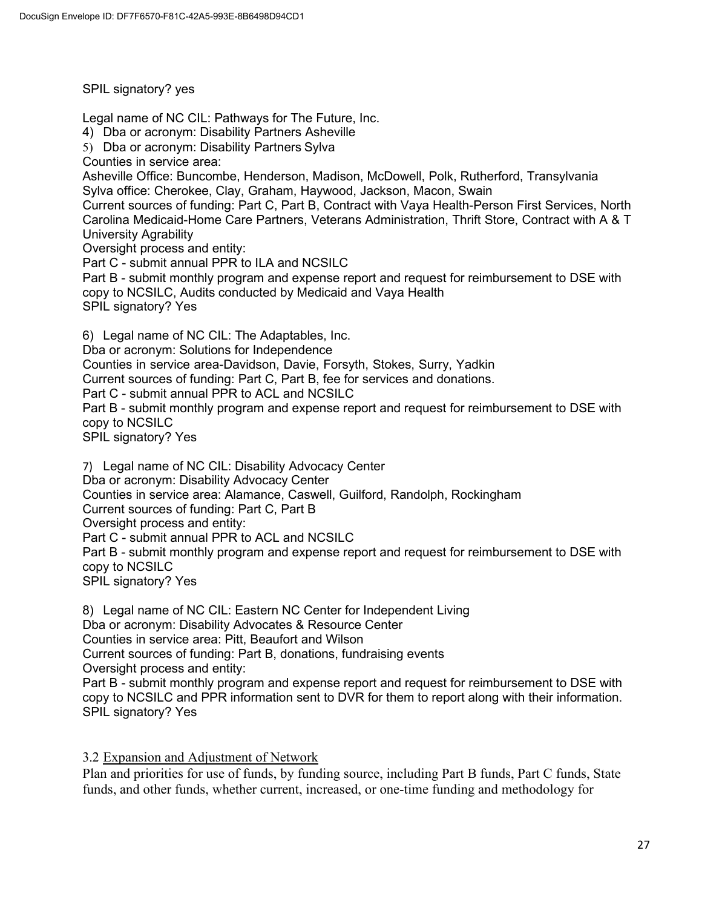SPIL signatory? yes

Legal name of NC CIL: Pathways for The Future, Inc.

4) Dba or acronym: Disability Partners Asheville

5) Dba or acronym: Disability Partners Sylva

Counties in service area:

Asheville Office: Buncombe, Henderson, Madison, McDowell, Polk, Rutherford, Transylvania

Sylva office: Cherokee, Clay, Graham, Haywood, Jackson, Macon, Swain

Current sources of funding: Part C, Part B, Contract with Vaya Health-Person First Services, North Carolina Medicaid-Home Care Partners, Veterans Administration, Thrift Store, Contract with A & T University Agrability

Oversight process and entity:

Part C - submit annual PPR to ILA and NCSILC

Part B - submit monthly program and expense report and request for reimbursement to DSE with copy to NCSILC, Audits conducted by Medicaid and Vaya Health

SPIL signatory? Yes

6) Legal name of NC CIL: The Adaptables, Inc.

Dba or acronym: Solutions for Independence

Counties in service area-Davidson, Davie, Forsyth, Stokes, Surry, Yadkin

Current sources of funding: Part C, Part B, fee for services and donations.

Part C - submit annual PPR to ACL and NCSILC

Part B - submit monthly program and expense report and request for reimbursement to DSE with copy to NCSILC

SPIL signatory? Yes

7) Legal name of NC CIL: Disability Advocacy Center

Dba or acronym: Disability Advocacy Center

Counties in service area: Alamance, Caswell, Guilford, Randolph, Rockingham

Current sources of funding: Part C, Part B

Oversight process and entity:

Part C - submit annual PPR to ACL and NCSILC

Part B - submit monthly program and expense report and request for reimbursement to DSE with copy to NCSILC

SPIL signatory? Yes

8) Legal name of NC CIL: Eastern NC Center for Independent Living

Dba or acronym: Disability Advocates & Resource Center

Counties in service area: Pitt, Beaufort and Wilson

Current sources of funding: Part B, donations, fundraising events

Oversight process and entity:

Part B - submit monthly program and expense report and request for reimbursement to DSE with copy to NCSILC and PPR information sent to DVR for them to report along with their information.

SPIL signatory? Yes

3.2 Expansion and Adjustment of Network

Plan and priorities for use of funds, by funding source, including Part B funds, Part C funds, State funds, and other funds, whether current, increased, or one-time funding and methodology for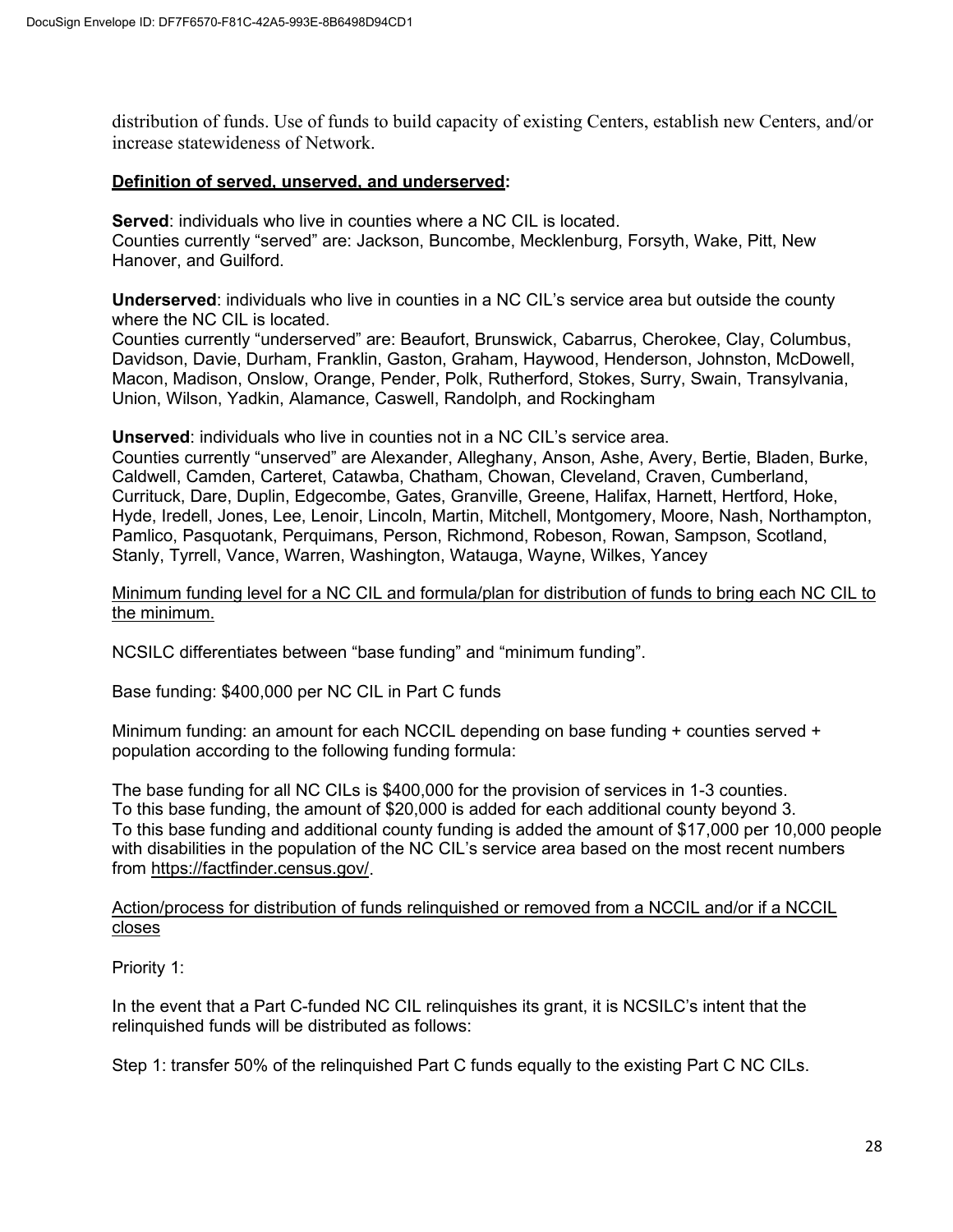distribution of funds. Use of funds to build capacity of existing Centers, establish new Centers, and/or increase statewideness of Network.

**Definition of served, unserved, and underserved:**

**Served**: individuals who live in counties where a NC CIL is located.
Counties currently "served" are: Jackson, Buncombe, Mecklenburg, Forsyth, Wake, Pitt, New Hanover, and Guilford.

**Underserved**: individuals who live in counties in a NC CIL's service area but outside the county where the NC CIL is located.
Counties currently "underserved" are: Beaufort, Brunswick, Cabarrus, Cherokee, Clay, Columbus, Davidson, Davie, Durham, Franklin, Gaston, Graham, Haywood, Henderson, Johnston, McDowell, Macon, Madison, Onslow, Orange, Pender, Polk, Rutherford, Stokes, Surry, Swain, Transylvania, Union, Wilson, Yadkin, Alamance, Caswell, Randolph, and Rockingham

**Unserved**: individuals who live in counties not in a NC CIL's service area.
Counties currently "unserved" are Alexander, Alleghany, Anson, Ashe, Avery, Bertie, Bladen, Burke, Caldwell, Camden, Carteret, Catawba, Chatham, Chowan, Cleveland, Craven, Cumberland, Currituck, Dare, Duplin, Edgecombe, Gates, Granville, Greene, Halifax, Harnett, Hertford, Hoke, Hyde, Iredell, Jones, Lee, Lenoir, Lincoln, Martin, Mitchell, Montgomery, Moore, Nash, Northampton, Pamlico, Pasquotank, Perquimans, Person, Richmond, Robeson, Rowan, Sampson, Scotland, Stanly, Tyrrell, Vance, Warren, Washington, Watauga, Wayne, Wilkes, Yancey

Minimum funding level for a NC CIL and formula/plan for distribution of funds to bring each NC CIL to the minimum.

NCSILC differentiates between "base funding" and "minimum funding".

Base funding: $400,000 per NC CIL in Part C funds

Minimum funding: an amount for each NCCIL depending on base funding + counties served + population according to the following funding formula:

The base funding for all NC CILs is $400,000 for the provision of services in 1-3 counties.
To this base funding, the amount of $20,000 is added for each additional county beyond 3.
To this base funding and additional county funding is added the amount of $17,000 per 10,000 people with disabilities in the population of the NC CIL's service area based on the most recent numbers from https://factfinder.census.gov/.

Action/process for distribution of funds relinquished or removed from a NCCIL and/or if a NCCIL closes

Priority 1:

In the event that a Part C-funded NC CIL relinquishes its grant, it is NCSILC's intent that the relinquished funds will be distributed as follows:

Step 1: transfer 50% of the relinquished Part C funds equally to the existing Part C NC CILs.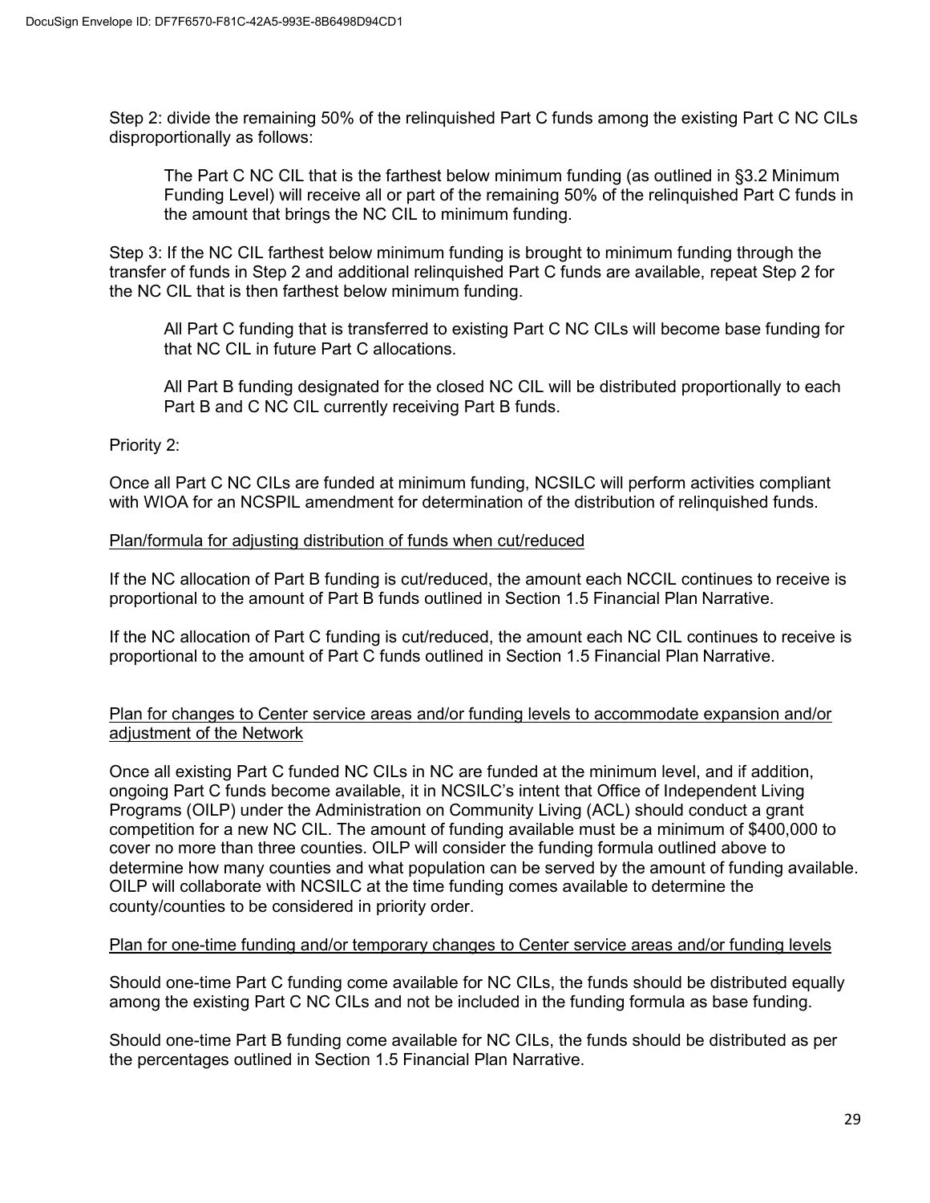Step 2: divide the remaining 50% of the relinquished Part C funds among the existing Part C NC CILs disproportionally as follows:

> The Part C NC CIL that is the farthest below minimum funding (as outlined in §3.2 Minimum Funding Level) will receive all or part of the remaining 50% of the relinquished Part C funds in the amount that brings the NC CIL to minimum funding.

Step 3: If the NC CIL farthest below minimum funding is brought to minimum funding through the transfer of funds in Step 2 and additional relinquished Part C funds are available, repeat Step 2 for the NC CIL that is then farthest below minimum funding.

> All Part C funding that is transferred to existing Part C NC CILs will become base funding for that NC CIL in future Part C allocations.
>
> All Part B funding designated for the closed NC CIL will be distributed proportionally to each Part B and C NC CIL currently receiving Part B funds.

Priority 2:

Once all Part C NC CILs are funded at minimum funding, NCSILC will perform activities compliant with WIOA for an NCSPIL amendment for determination of the distribution of relinquished funds.

<u>Plan/formula for adjusting distribution of funds when cut/reduced</u>

If the NC allocation of Part B funding is cut/reduced, the amount each NCCIL continues to receive is proportional to the amount of Part B funds outlined in Section 1.5 Financial Plan Narrative.

If the NC allocation of Part C funding is cut/reduced, the amount each NC CIL continues to receive is proportional to the amount of Part C funds outlined in Section 1.5 Financial Plan Narrative.

<u>Plan for changes to Center service areas and/or funding levels to accommodate expansion and/or adjustment of the Network</u>

Once all existing Part C funded NC CILs in NC are funded at the minimum level, and if addition, ongoing Part C funds become available, it in NCSILC's intent that Office of Independent Living Programs (OILP) under the Administration on Community Living (ACL) should conduct a grant competition for a new NC CIL. The amount of funding available must be a minimum of $400,000 to cover no more than three counties. OILP will consider the funding formula outlined above to determine how many counties and what population can be served by the amount of funding available. OILP will collaborate with NCSILC at the time funding comes available to determine the county/counties to be considered in priority order.

<u>Plan for one-time funding and/or temporary changes to Center service areas and/or funding levels</u>

Should one-time Part C funding come available for NC CILs, the funds should be distributed equally among the existing Part C NC CILs and not be included in the funding formula as base funding.

Should one-time Part B funding come available for NC CILs, the funds should be distributed as per the percentages outlined in Section 1.5 Financial Plan Narrative.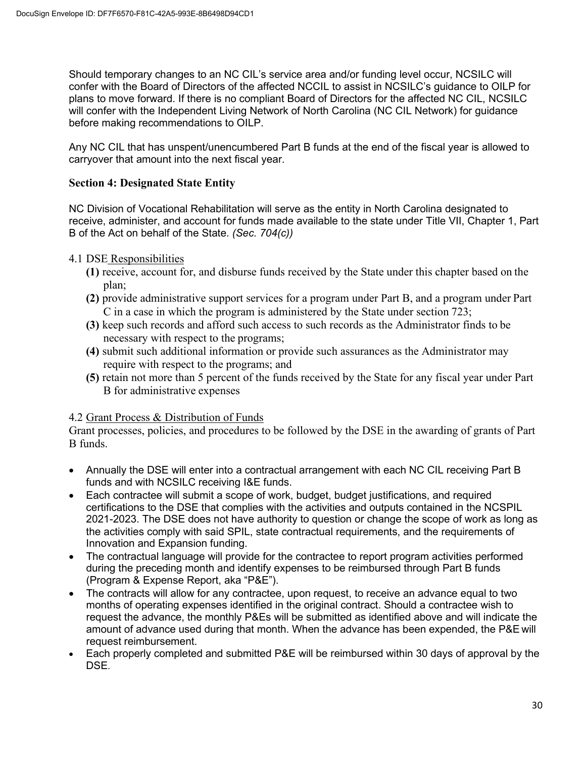Should temporary changes to an NC CIL's service area and/or funding level occur, NCSILC will confer with the Board of Directors of the affected NCCIL to assist in NCSILC's guidance to OILP for plans to move forward. If there is no compliant Board of Directors for the affected NC CIL, NCSILC will confer with the Independent Living Network of North Carolina (NC CIL Network) for guidance before making recommendations to OILP.

Any NC CIL that has unspent/unencumbered Part B funds at the end of the fiscal year is allowed to carryover that amount into the next fiscal year.

### Section 4: Designated State Entity

NC Division of Vocational Rehabilitation will serve as the entity in North Carolina designated to receive, administer, and account for funds made available to the state under Title VII, Chapter 1, Part B of the Act on behalf of the State. *(Sec. 704(c))*

4.1 DSE Responsibilities

- **(1)** receive, account for, and disburse funds received by the State under this chapter based on the plan;
- **(2)** provide administrative support services for a program under Part B, and a program under Part C in a case in which the program is administered by the State under section 723;
- **(3)** keep such records and afford such access to such records as the Administrator finds to be necessary with respect to the programs;
- **(4)** submit such additional information or provide such assurances as the Administrator may require with respect to the programs; and
- **(5)** retain not more than 5 percent of the funds received by the State for any fiscal year under Part B for administrative expenses

4.2 Grant Process & Distribution of Funds

Grant processes, policies, and procedures to be followed by the DSE in the awarding of grants of Part B funds.

- Annually the DSE will enter into a contractual arrangement with each NC CIL receiving Part B funds and with NCSILC receiving I&E funds.
- Each contractee will submit a scope of work, budget, budget justifications, and required certifications to the DSE that complies with the activities and outputs contained in the NCSPIL 2021-2023. The DSE does not have authority to question or change the scope of work as long as the activities comply with said SPIL, state contractual requirements, and the requirements of Innovation and Expansion funding.
- The contractual language will provide for the contractee to report program activities performed during the preceding month and identify expenses to be reimbursed through Part B funds (Program & Expense Report, aka "P&E").
- The contracts will allow for any contractee, upon request, to receive an advance equal to two months of operating expenses identified in the original contract. Should a contractee wish to request the advance, the monthly P&Es will be submitted as identified above and will indicate the amount of advance used during that month. When the advance has been expended, the P&E will request reimbursement.
- Each properly completed and submitted P&E will be reimbursed within 30 days of approval by the DSE.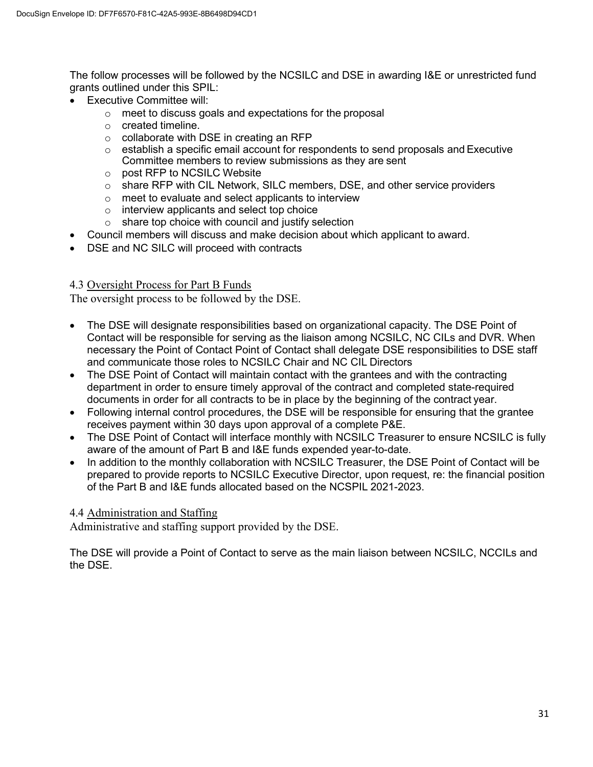The follow processes will be followed by the NCSILC and DSE in awarding I&E or unrestricted fund grants outlined under this SPIL:

- Executive Committee will:
  - meet to discuss goals and expectations for the proposal
  - created timeline.
  - collaborate with DSE in creating an RFP
  - establish a specific email account for respondents to send proposals and Executive Committee members to review submissions as they are sent
  - post RFP to NCSILC Website
  - share RFP with CIL Network, SILC members, DSE, and other service providers
  - meet to evaluate and select applicants to interview
  - interview applicants and select top choice
  - share top choice with council and justify selection
- Council members will discuss and make decision about which applicant to award.
- DSE and NC SILC will proceed with contracts

## 4.3 Oversight Process for Part B Funds

The oversight process to be followed by the DSE.

- The DSE will designate responsibilities based on organizational capacity. The DSE Point of Contact will be responsible for serving as the liaison among NCSILC, NC CILs and DVR. When necessary the Point of Contact Point of Contact shall delegate DSE responsibilities to DSE staff and communicate those roles to NCSILC Chair and NC CIL Directors
- The DSE Point of Contact will maintain contact with the grantees and with the contracting department in order to ensure timely approval of the contract and completed state-required documents in order for all contracts to be in place by the beginning of the contract year.
- Following internal control procedures, the DSE will be responsible for ensuring that the grantee receives payment within 30 days upon approval of a complete P&E.
- The DSE Point of Contact will interface monthly with NCSILC Treasurer to ensure NCSILC is fully aware of the amount of Part B and I&E funds expended year-to-date.
- In addition to the monthly collaboration with NCSILC Treasurer, the DSE Point of Contact will be prepared to provide reports to NCSILC Executive Director, upon request, re: the financial position of the Part B and I&E funds allocated based on the NCSPIL 2021-2023.

## 4.4 Administration and Staffing

Administrative and staffing support provided by the DSE.

The DSE will provide a Point of Contact to serve as the main liaison between NCSILC, NCCILs and the DSE.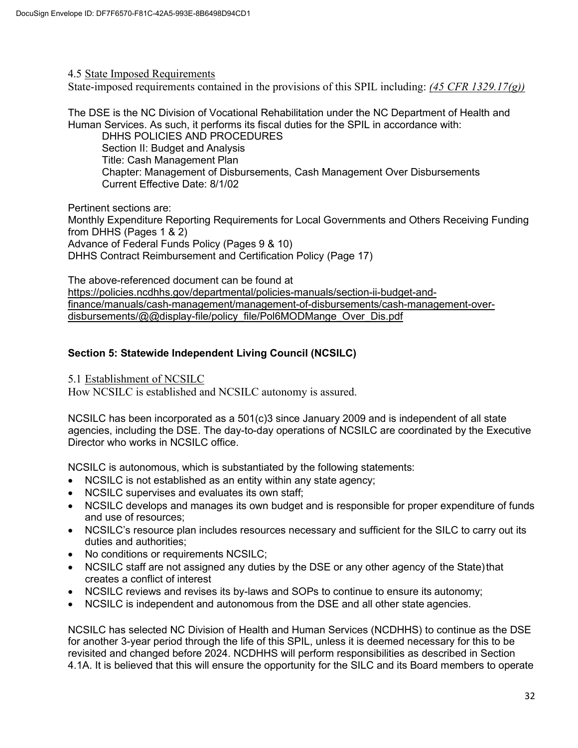4.5 State Imposed Requirements

State-imposed requirements contained in the provisions of this SPIL including: *(45 CFR 1329.17(g))*

The DSE is the NC Division of Vocational Rehabilitation under the NC Department of Health and Human Services. As such, it performs its fiscal duties for the SPIL in accordance with:

DHHS POLICIES AND PROCEDURES
Section II: Budget and Analysis
Title: Cash Management Plan
Chapter: Management of Disbursements, Cash Management Over Disbursements
Current Effective Date: 8/1/02

Pertinent sections are:
Monthly Expenditure Reporting Requirements for Local Governments and Others Receiving Funding from DHHS (Pages 1 & 2)
Advance of Federal Funds Policy (Pages 9 & 10)
DHHS Contract Reimbursement and Certification Policy (Page 17)

The above-referenced document can be found at https://policies.ncdhhs.gov/departmental/policies-manuals/section-ii-budget-and-finance/manuals/cash-management/management-of-disbursements/cash-management-over-disbursements/@@display-file/policy_file/Pol6MODMange_Over_Dis.pdf

## Section 5: Statewide Independent Living Council (NCSILC)

5.1 Establishment of NCSILC

How NCSILC is established and NCSILC autonomy is assured.

NCSILC has been incorporated as a 501(c)3 since January 2009 and is independent of all state agencies, including the DSE. The day-to-day operations of NCSILC are coordinated by the Executive Director who works in NCSILC office.

NCSILC is autonomous, which is substantiated by the following statements:

- NCSILC is not established as an entity within any state agency;
- NCSILC supervises and evaluates its own staff;
- NCSILC develops and manages its own budget and is responsible for proper expenditure of funds and use of resources;
- NCSILC's resource plan includes resources necessary and sufficient for the SILC to carry out its duties and authorities;
- No conditions or requirements NCSILC;
- NCSILC staff are not assigned any duties by the DSE or any other agency of the State) that creates a conflict of interest
- NCSILC reviews and revises its by-laws and SOPs to continue to ensure its autonomy;
- NCSILC is independent and autonomous from the DSE and all other state agencies.

NCSILC has selected NC Division of Health and Human Services (NCDHHS) to continue as the DSE for another 3-year period through the life of this SPIL, unless it is deemed necessary for this to be revisited and changed before 2024. NCDHHS will perform responsibilities as described in Section 4.1A. It is believed that this will ensure the opportunity for the SILC and its Board members to operate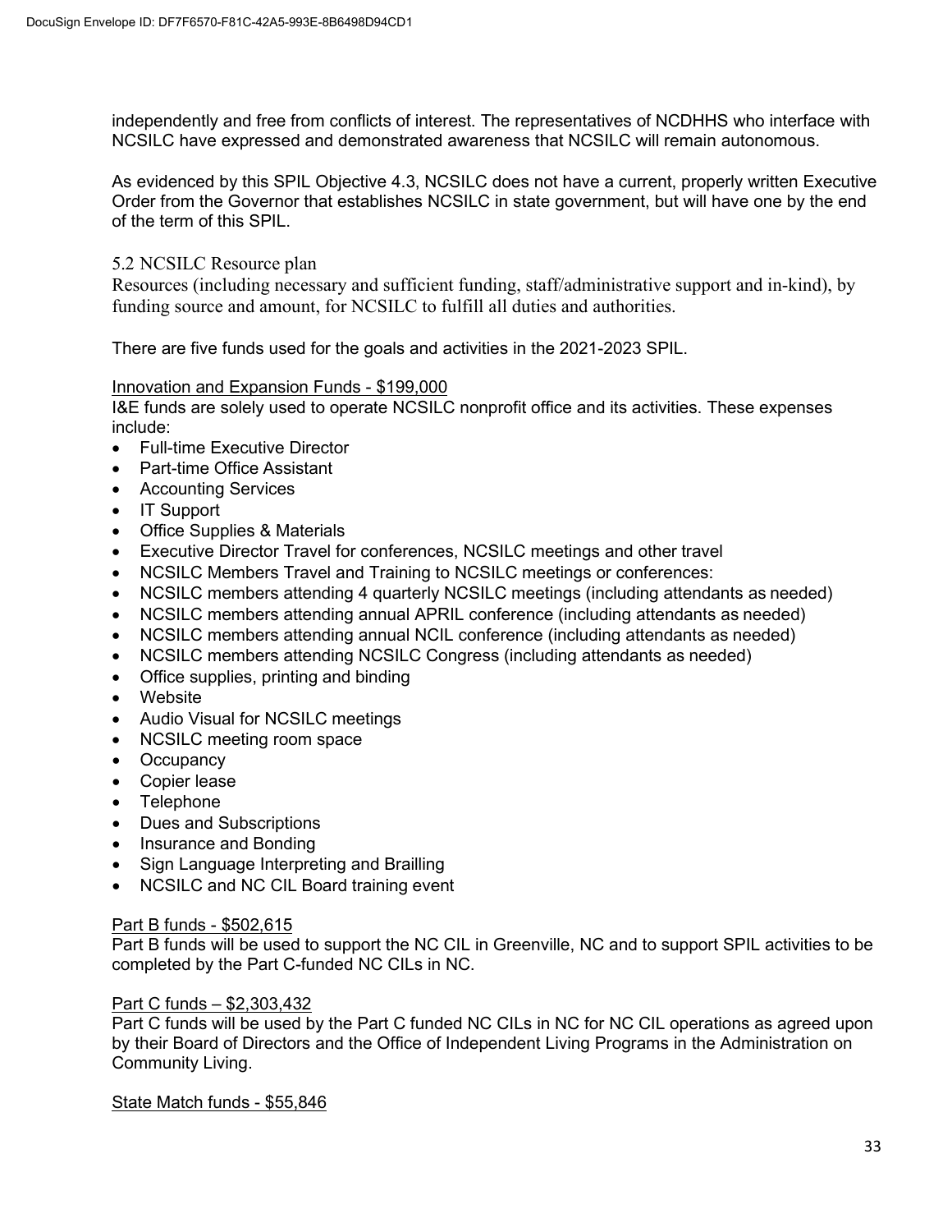independently and free from conflicts of interest. The representatives of NCDHHS who interface with NCSILC have expressed and demonstrated awareness that NCSILC will remain autonomous.

As evidenced by this SPIL Objective 4.3, NCSILC does not have a current, properly written Executive Order from the Governor that establishes NCSILC in state government, but will have one by the end of the term of this SPIL.

### 5.2 NCSILC Resource plan

Resources (including necessary and sufficient funding, staff/administrative support and in-kind), by funding source and amount, for NCSILC to fulfill all duties and authorities.

There are five funds used for the goals and activities in the 2021-2023 SPIL.

Innovation and Expansion Funds - $199,000

I&E funds are solely used to operate NCSILC nonprofit office and its activities. These expenses include:

- Full-time Executive Director
- Part-time Office Assistant
- Accounting Services
- IT Support
- Office Supplies & Materials
- Executive Director Travel for conferences, NCSILC meetings and other travel
- NCSILC Members Travel and Training to NCSILC meetings or conferences:
- NCSILC members attending 4 quarterly NCSILC meetings (including attendants as needed)
- NCSILC members attending annual APRIL conference (including attendants as needed)
- NCSILC members attending annual NCIL conference (including attendants as needed)
- NCSILC members attending NCSILC Congress (including attendants as needed)
- Office supplies, printing and binding
- Website
- Audio Visual for NCSILC meetings
- NCSILC meeting room space
- Occupancy
- Copier lease
- Telephone
- Dues and Subscriptions
- Insurance and Bonding
- Sign Language Interpreting and Brailling
- NCSILC and NC CIL Board training event

Part B funds - $502,615

Part B funds will be used to support the NC CIL in Greenville, NC and to support SPIL activities to be completed by the Part C-funded NC CILs in NC.

Part C funds – $2,303,432

Part C funds will be used by the Part C funded NC CILs in NC for NC CIL operations as agreed upon by their Board of Directors and the Office of Independent Living Programs in the Administration on Community Living.

State Match funds - $55,846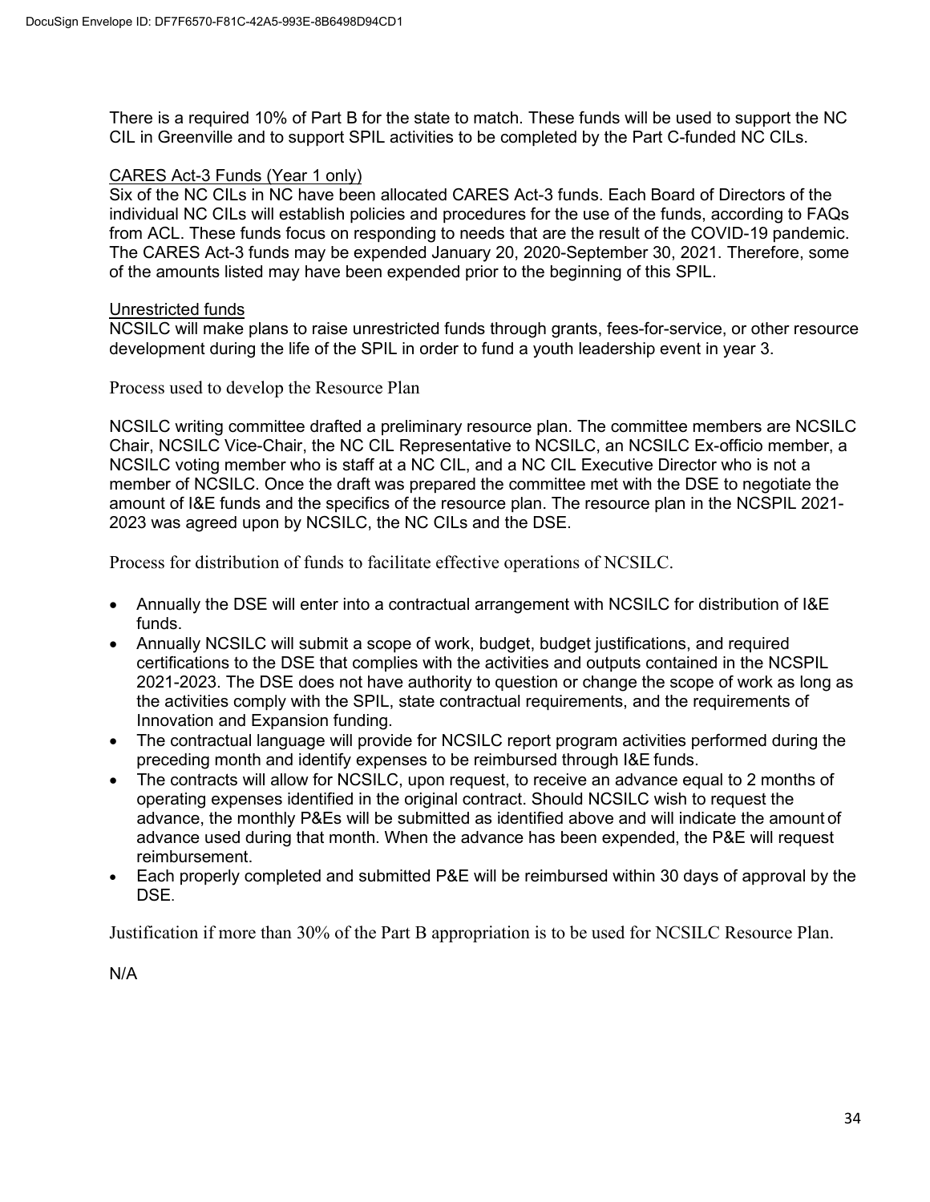There is a required 10% of Part B for the state to match. These funds will be used to support the NC CIL in Greenville and to support SPIL activities to be completed by the Part C-funded NC CILs.

CARES Act-3 Funds (Year 1 only)

Six of the NC CILs in NC have been allocated CARES Act-3 funds. Each Board of Directors of the individual NC CILs will establish policies and procedures for the use of the funds, according to FAQs from ACL. These funds focus on responding to needs that are the result of the COVID-19 pandemic. The CARES Act-3 funds may be expended January 20, 2020-September 30, 2021. Therefore, some of the amounts listed may have been expended prior to the beginning of this SPIL.

Unrestricted funds

NCSILC will make plans to raise unrestricted funds through grants, fees-for-service, or other resource development during the life of the SPIL in order to fund a youth leadership event in year 3.

### Process used to develop the Resource Plan

NCSILC writing committee drafted a preliminary resource plan. The committee members are NCSILC Chair, NCSILC Vice-Chair, the NC CIL Representative to NCSILC, an NCSILC Ex-officio member, a NCSILC voting member who is staff at a NC CIL, and a NC CIL Executive Director who is not a member of NCSILC. Once the draft was prepared the committee met with the DSE to negotiate the amount of I&E funds and the specifics of the resource plan. The resource plan in the NCSPIL 2021-2023 was agreed upon by NCSILC, the NC CILs and the DSE.

### Process for distribution of funds to facilitate effective operations of NCSILC.

- Annually the DSE will enter into a contractual arrangement with NCSILC for distribution of I&E funds.
- Annually NCSILC will submit a scope of work, budget, budget justifications, and required certifications to the DSE that complies with the activities and outputs contained in the NCSPIL 2021-2023. The DSE does not have authority to question or change the scope of work as long as the activities comply with the SPIL, state contractual requirements, and the requirements of Innovation and Expansion funding.
- The contractual language will provide for NCSILC report program activities performed during the preceding month and identify expenses to be reimbursed through I&E funds.
- The contracts will allow for NCSILC, upon request, to receive an advance equal to 2 months of operating expenses identified in the original contract. Should NCSILC wish to request the advance, the monthly P&Es will be submitted as identified above and will indicate the amount of advance used during that month. When the advance has been expended, the P&E will request reimbursement.
- Each properly completed and submitted P&E will be reimbursed within 30 days of approval by the DSE.

### Justification if more than 30% of the Part B appropriation is to be used for NCSILC Resource Plan.

N/A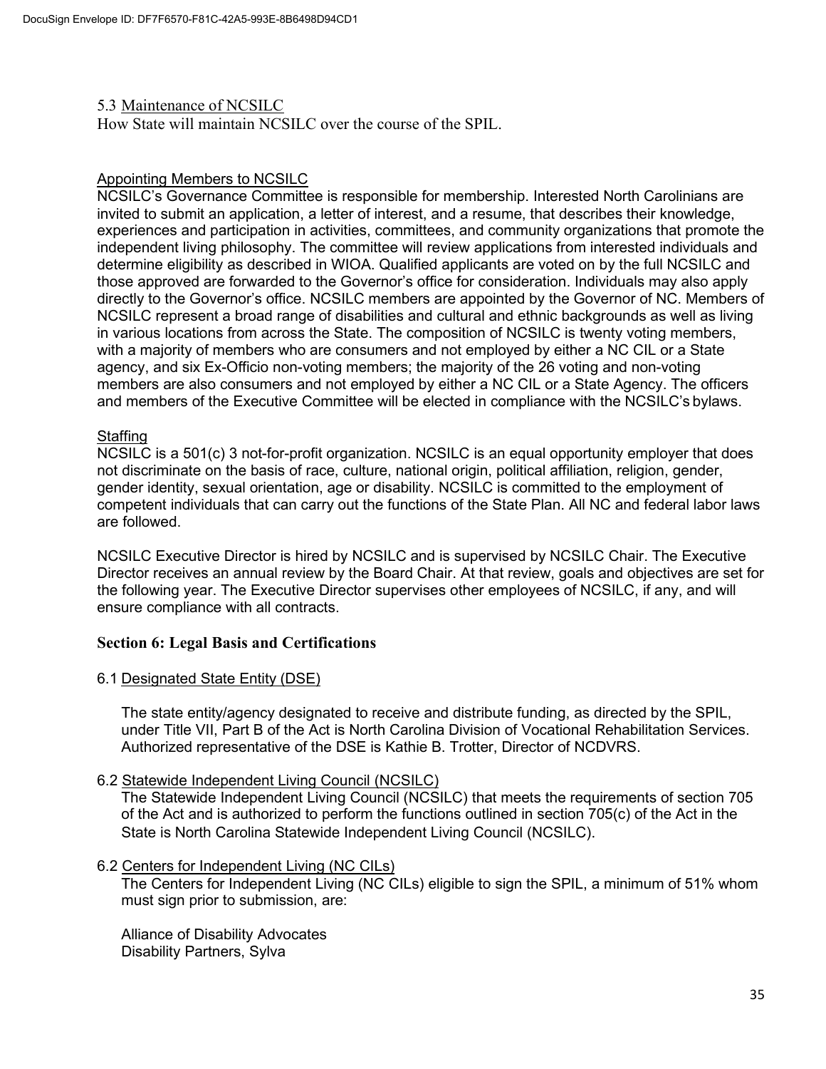5.3 Maintenance of NCSILC

How State will maintain NCSILC over the course of the SPIL.

Appointing Members to NCSILC

NCSILC's Governance Committee is responsible for membership. Interested North Carolinians are invited to submit an application, a letter of interest, and a resume, that describes their knowledge, experiences and participation in activities, committees, and community organizations that promote the independent living philosophy. The committee will review applications from interested individuals and determine eligibility as described in WIOA. Qualified applicants are voted on by the full NCSILC and those approved are forwarded to the Governor's office for consideration. Individuals may also apply directly to the Governor's office. NCSILC members are appointed by the Governor of NC. Members of NCSILC represent a broad range of disabilities and cultural and ethnic backgrounds as well as living in various locations from across the State. The composition of NCSILC is twenty voting members, with a majority of members who are consumers and not employed by either a NC CIL or a State agency, and six Ex-Officio non-voting members; the majority of the 26 voting and non-voting members are also consumers and not employed by either a NC CIL or a State Agency. The officers and members of the Executive Committee will be elected in compliance with the NCSILC's bylaws.

Staffing

NCSILC is a 501(c) 3 not-for-profit organization. NCSILC is an equal opportunity employer that does not discriminate on the basis of race, culture, national origin, political affiliation, religion, gender, gender identity, sexual orientation, age or disability. NCSILC is committed to the employment of competent individuals that can carry out the functions of the State Plan. All NC and federal labor laws are followed.

NCSILC Executive Director is hired by NCSILC and is supervised by NCSILC Chair. The Executive Director receives an annual review by the Board Chair. At that review, goals and objectives are set for the following year. The Executive Director supervises other employees of NCSILC, if any, and will ensure compliance with all contracts.

## Section 6: Legal Basis and Certifications

6.1 Designated State Entity (DSE)

The state entity/agency designated to receive and distribute funding, as directed by the SPIL, under Title VII, Part B of the Act is North Carolina Division of Vocational Rehabilitation Services. Authorized representative of the DSE is Kathie B. Trotter, Director of NCDVRS.

6.2 Statewide Independent Living Council (NCSILC)

The Statewide Independent Living Council (NCSILC) that meets the requirements of section 705 of the Act and is authorized to perform the functions outlined in section 705(c) of the Act in the State is North Carolina Statewide Independent Living Council (NCSILC).

6.2 Centers for Independent Living (NC CILs)

The Centers for Independent Living (NC CILs) eligible to sign the SPIL, a minimum of 51% whom must sign prior to submission, are:

Alliance of Disability Advocates
Disability Partners, Sylva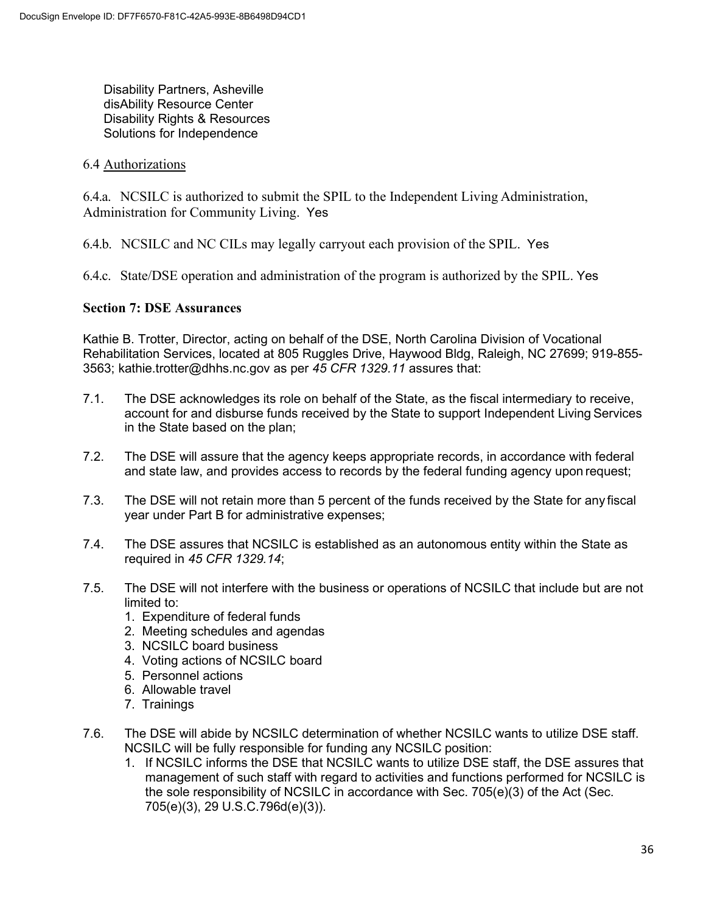Disability Partners, Asheville
disAbility Resource Center
Disability Rights & Resources
Solutions for Independence

6.4 Authorizations

6.4.a. NCSILC is authorized to submit the SPIL to the Independent Living Administration, Administration for Community Living. Yes

6.4.b. NCSILC and NC CILs may legally carryout each provision of the SPIL. Yes

6.4.c. State/DSE operation and administration of the program is authorized by the SPIL. Yes

**Section 7: DSE Assurances**

Kathie B. Trotter, Director, acting on behalf of the DSE, North Carolina Division of Vocational Rehabilitation Services, located at 805 Ruggles Drive, Haywood Bldg, Raleigh, NC 27699; 919-855-3563; kathie.trotter@dhhs.nc.gov as per *45 CFR 1329.11* assures that:

7.1. The DSE acknowledges its role on behalf of the State, as the fiscal intermediary to receive, account for and disburse funds received by the State to support Independent Living Services in the State based on the plan;

7.2. The DSE will assure that the agency keeps appropriate records, in accordance with federal and state law, and provides access to records by the federal funding agency upon request;

7.3. The DSE will not retain more than 5 percent of the funds received by the State for any fiscal year under Part B for administrative expenses;

7.4. The DSE assures that NCSILC is established as an autonomous entity within the State as required in *45 CFR 1329.14*;

7.5. The DSE will not interfere with the business or operations of NCSILC that include but are not limited to:
   1. Expenditure of federal funds
   2. Meeting schedules and agendas
   3. NCSILC board business
   4. Voting actions of NCSILC board
   5. Personnel actions
   6. Allowable travel
   7. Trainings

7.6. The DSE will abide by NCSILC determination of whether NCSILC wants to utilize DSE staff. NCSILC will be fully responsible for funding any NCSILC position:
   1. If NCSILC informs the DSE that NCSILC wants to utilize DSE staff, the DSE assures that management of such staff with regard to activities and functions performed for NCSILC is the sole responsibility of NCSILC in accordance with Sec. 705(e)(3) of the Act (Sec. 705(e)(3), 29 U.S.C.796d(e)(3)).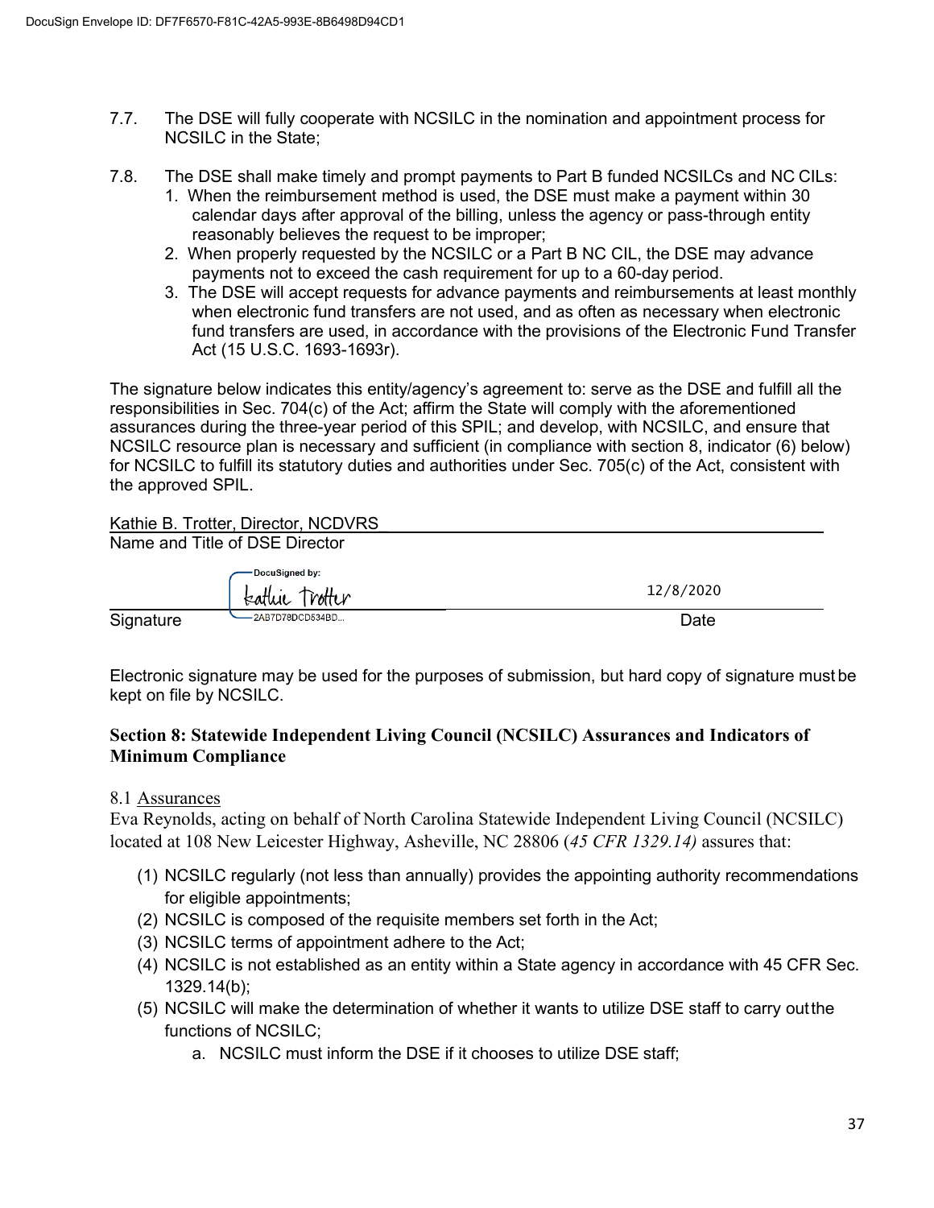7.7. The DSE will fully cooperate with NCSILC in the nomination and appointment process for NCSILC in the State;

7.8. The DSE shall make timely and prompt payments to Part B funded NCSILCs and NC CILs:

1. When the reimbursement method is used, the DSE must make a payment within 30 calendar days after approval of the billing, unless the agency or pass-through entity reasonably believes the request to be improper;
2. When properly requested by the NCSILC or a Part B NC CIL, the DSE may advance payments not to exceed the cash requirement for up to a 60-day period.
3. The DSE will accept requests for advance payments and reimbursements at least monthly when electronic fund transfers are not used, and as often as necessary when electronic fund transfers are used, in accordance with the provisions of the Electronic Fund Transfer Act (15 U.S.C. 1693-1693r).

The signature below indicates this entity/agency's agreement to: serve as the DSE and fulfill all the responsibilities in Sec. 704(c) of the Act; affirm the State will comply with the aforementioned assurances during the three-year period of this SPIL; and develop, with NCSILC, and ensure that NCSILC resource plan is necessary and sufficient (in compliance with section 8, indicator (6) below) for NCSILC to fulfill its statutory duties and authorities under Sec. 705(c) of the Act, consistent with the approved SPIL.

Kathie B. Trotter, Director, NCDVRS
Name and Title of DSE Director

DocuSigned by: Kathie Trotter
2AB7D78DCD534BD...

Signature　　　　　　　　　　　　　　　　　　　　　　　　12/8/2020
　　　　　　　　　　　　　　　　　　　　　　　　　　　　Date

Electronic signature may be used for the purposes of submission, but hard copy of signature must be kept on file by NCSILC.

## Section 8: Statewide Independent Living Council (NCSILC) Assurances and Indicators of Minimum Compliance

8.1 Assurances

Eva Reynolds, acting on behalf of North Carolina Statewide Independent Living Council (NCSILC) located at 108 New Leicester Highway, Asheville, NC 28806 (*45 CFR 1329.14)* assures that:

(1) NCSILC regularly (not less than annually) provides the appointing authority recommendations for eligible appointments;
(2) NCSILC is composed of the requisite members set forth in the Act;
(3) NCSILC terms of appointment adhere to the Act;
(4) NCSILC is not established as an entity within a State agency in accordance with 45 CFR Sec. 1329.14(b);
(5) NCSILC will make the determination of whether it wants to utilize DSE staff to carry out the functions of NCSILC;
    a. NCSILC must inform the DSE if it chooses to utilize DSE staff;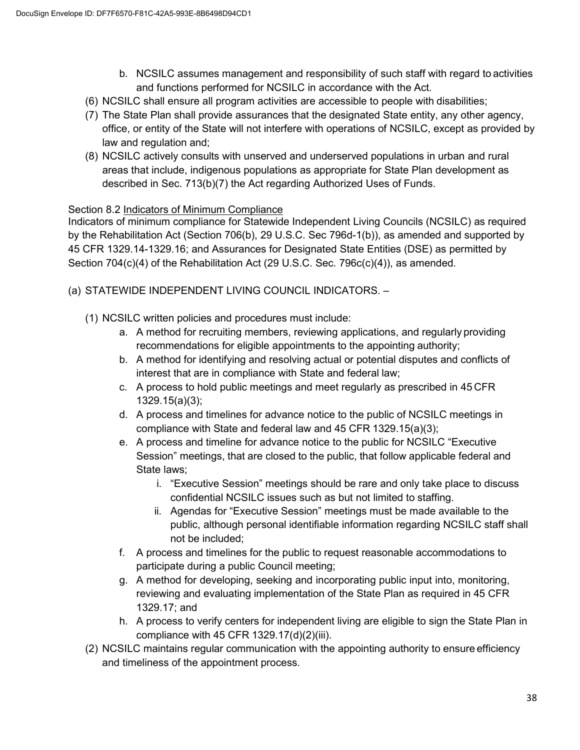b. NCSILC assumes management and responsibility of such staff with regard to activities and functions performed for NCSILC in accordance with the Act.

(6) NCSILC shall ensure all program activities are accessible to people with disabilities;

(7) The State Plan shall provide assurances that the designated State entity, any other agency, office, or entity of the State will not interfere with operations of NCSILC, except as provided by law and regulation and;

(8) NCSILC actively consults with unserved and underserved populations in urban and rural areas that include, indigenous populations as appropriate for State Plan development as described in Sec. 713(b)(7) the Act regarding Authorized Uses of Funds.

Section 8.2 <u>Indicators of Minimum Compliance</u>

Indicators of minimum compliance for Statewide Independent Living Councils (NCSILC) as required by the Rehabilitation Act (Section 706(b), 29 U.S.C. Sec 796d-1(b)), as amended and supported by 45 CFR 1329.14-1329.16; and Assurances for Designated State Entities (DSE) as permitted by Section 704(c)(4) of the Rehabilitation Act (29 U.S.C. Sec. 796c(c)(4)), as amended.

(a) STATEWIDE INDEPENDENT LIVING COUNCIL INDICATORS. –

(1) NCSILC written policies and procedures must include:

a. A method for recruiting members, reviewing applications, and regularly providing recommendations for eligible appointments to the appointing authority;

b. A method for identifying and resolving actual or potential disputes and conflicts of interest that are in compliance with State and federal law;

c. A process to hold public meetings and meet regularly as prescribed in 45 CFR 1329.15(a)(3);

d. A process and timelines for advance notice to the public of NCSILC meetings in compliance with State and federal law and 45 CFR 1329.15(a)(3);

e. A process and timeline for advance notice to the public for NCSILC "Executive Session" meetings, that are closed to the public, that follow applicable federal and State laws;

i. "Executive Session" meetings should be rare and only take place to discuss confidential NCSILC issues such as but not limited to staffing.

ii. Agendas for "Executive Session" meetings must be made available to the public, although personal identifiable information regarding NCSILC staff shall not be included;

f. A process and timelines for the public to request reasonable accommodations to participate during a public Council meeting;

g. A method for developing, seeking and incorporating public input into, monitoring, reviewing and evaluating implementation of the State Plan as required in 45 CFR 1329.17; and

h. A process to verify centers for independent living are eligible to sign the State Plan in compliance with 45 CFR 1329.17(d)(2)(iii).

(2) NCSILC maintains regular communication with the appointing authority to ensure efficiency and timeliness of the appointment process.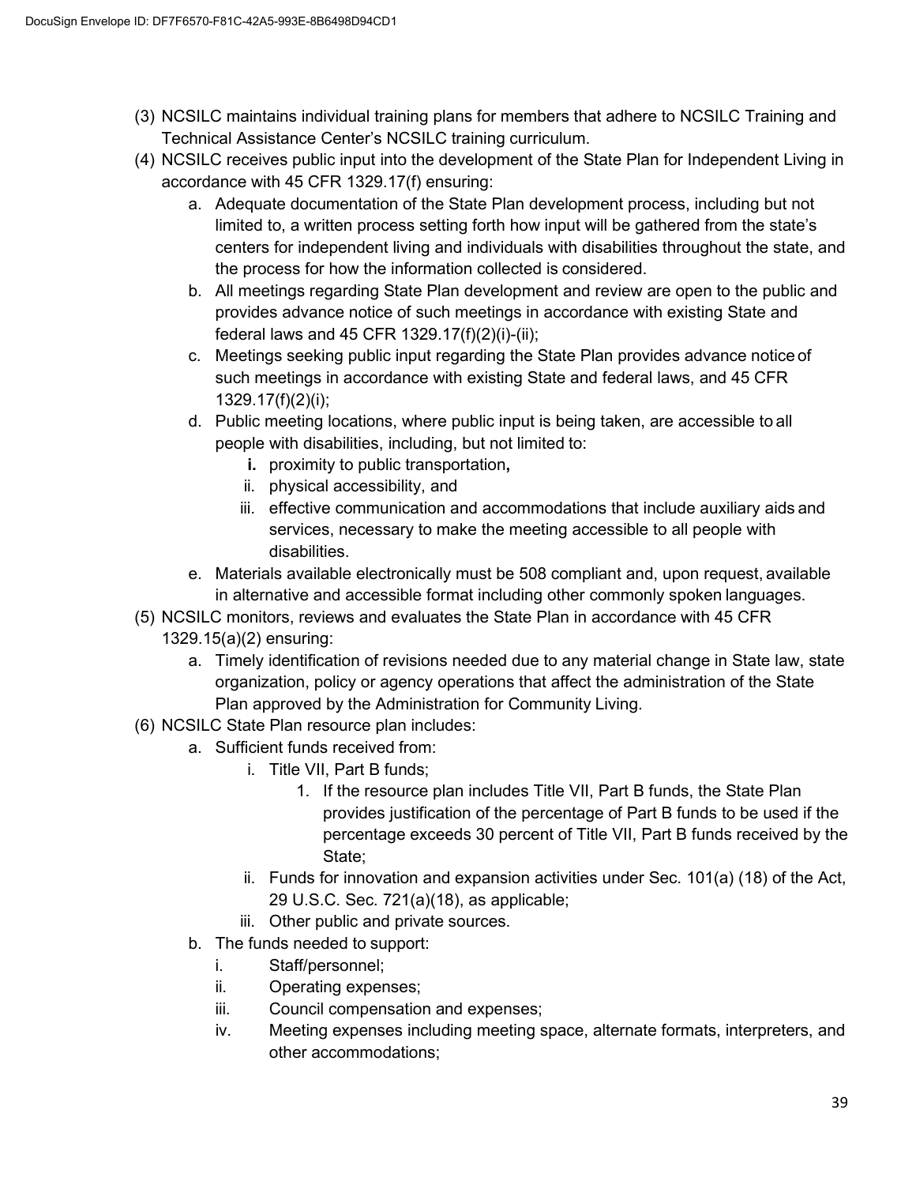(3) NCSILC maintains individual training plans for members that adhere to NCSILC Training and Technical Assistance Center's NCSILC training curriculum.

(4) NCSILC receives public input into the development of the State Plan for Independent Living in accordance with 45 CFR 1329.17(f) ensuring:

  a. Adequate documentation of the State Plan development process, including but not limited to, a written process setting forth how input will be gathered from the state's centers for independent living and individuals with disabilities throughout the state, and the process for how the information collected is considered.

  b. All meetings regarding State Plan development and review are open to the public and provides advance notice of such meetings in accordance with existing State and federal laws and 45 CFR 1329.17(f)(2)(i)-(ii);

  c. Meetings seeking public input regarding the State Plan provides advance notice of such meetings in accordance with existing State and federal laws, and 45 CFR 1329.17(f)(2)(i);

  d. Public meeting locations, where public input is being taken, are accessible to all people with disabilities, including, but not limited to:

    **i.** proximity to public transportation**,**

    ii. physical accessibility, and

    iii. effective communication and accommodations that include auxiliary aids and services, necessary to make the meeting accessible to all people with disabilities.

  e. Materials available electronically must be 508 compliant and, upon request, available in alternative and accessible format including other commonly spoken languages.

(5) NCSILC monitors, reviews and evaluates the State Plan in accordance with 45 CFR 1329.15(a)(2) ensuring:

  a. Timely identification of revisions needed due to any material change in State law, state organization, policy or agency operations that affect the administration of the State Plan approved by the Administration for Community Living.

(6) NCSILC State Plan resource plan includes:

  a. Sufficient funds received from:

    i. Title VII, Part B funds;

      1. If the resource plan includes Title VII, Part B funds, the State Plan provides justification of the percentage of Part B funds to be used if the percentage exceeds 30 percent of Title VII, Part B funds received by the State;

    ii. Funds for innovation and expansion activities under Sec. 101(a) (18) of the Act, 29 U.S.C. Sec. 721(a)(18), as applicable;

    iii. Other public and private sources.

  b. The funds needed to support:

    i. Staff/personnel;

    ii. Operating expenses;

    iii. Council compensation and expenses;

    iv. Meeting expenses including meeting space, alternate formats, interpreters, and other accommodations;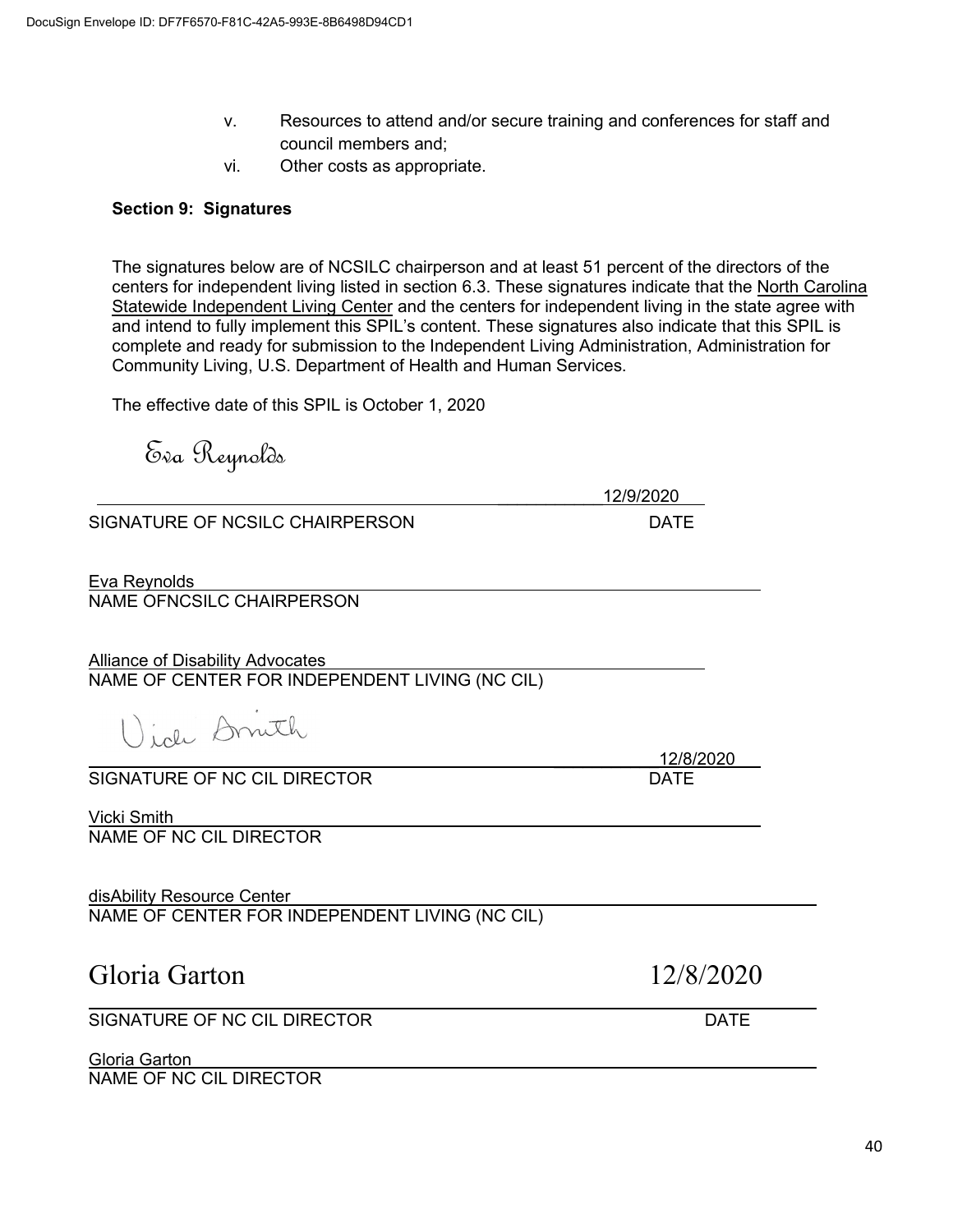DocuSign Envelope ID: DF7F6570-F81C-42A5-993E-8B6498D94CD1

v. Resources to attend and/or secure training and conferences for staff and council members and;

vi. Other costs as appropriate.

**Section 9: Signatures**

The signatures below are of NCSILC chairperson and at least 51 percent of the directors of the centers for independent living listed in section 6.3. These signatures indicate that the North Carolina Statewide Independent Living Center and the centers for independent living in the state agree with and intend to fully implement this SPIL's content. These signatures also indicate that this SPIL is complete and ready for submission to the Independent Living Administration, Administration for Community Living, U.S. Department of Health and Human Services.

The effective date of this SPIL is October 1, 2020

Eva Reynolds

12/9/2020

SIGNATURE OF NCSILC CHAIRPERSON DATE

Eva Reynolds

NAME OFNCSILC CHAIRPERSON

Alliance of Disability Advocates

NAME OF CENTER FOR INDEPENDENT LIVING (NC CIL)

Vicki Smith

12/8/2020

SIGNATURE OF NC CIL DIRECTOR DATE

Vicki Smith

NAME OF NC CIL DIRECTOR

disAbility Resource Center

NAME OF CENTER FOR INDEPENDENT LIVING (NC CIL)

Gloria Garton 12/8/2020

SIGNATURE OF NC CIL DIRECTOR DATE

Gloria Garton

NAME OF NC CIL DIRECTOR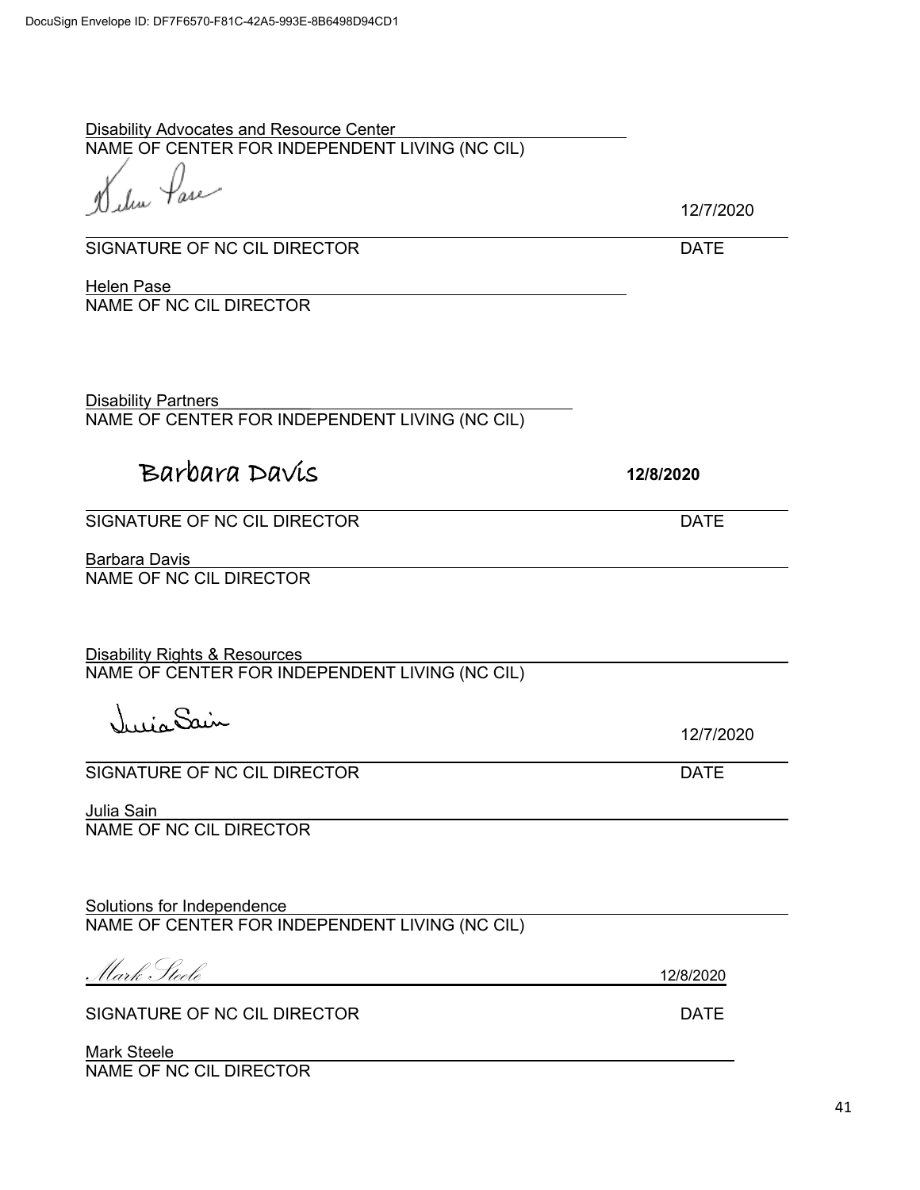DocuSign Envelope ID: DF7F6570-F81C-42A5-993E-8B6498D94CD1

Disability Advocates and Resource Center
NAME OF CENTER FOR INDEPENDENT LIVING (NC CIL)

Helen Pase 12/7/2020

SIGNATURE OF NC CIL DIRECTOR DATE

Helen Pase
NAME OF NC CIL DIRECTOR

Disability Partners
NAME OF CENTER FOR INDEPENDENT LIVING (NC CIL)

Barbara Davis **12/8/2020**

SIGNATURE OF NC CIL DIRECTOR DATE

Barbara Davis
NAME OF NC CIL DIRECTOR

Disability Rights & Resources
NAME OF CENTER FOR INDEPENDENT LIVING (NC CIL)

Julia Sain 12/7/2020

SIGNATURE OF NC CIL DIRECTOR DATE

Julia Sain
NAME OF NC CIL DIRECTOR

Solutions for Independence
NAME OF CENTER FOR INDEPENDENT LIVING (NC CIL)

*Mark Steele* 12/8/2020

SIGNATURE OF NC CIL DIRECTOR DATE

Mark Steele
NAME OF NC CIL DIRECTOR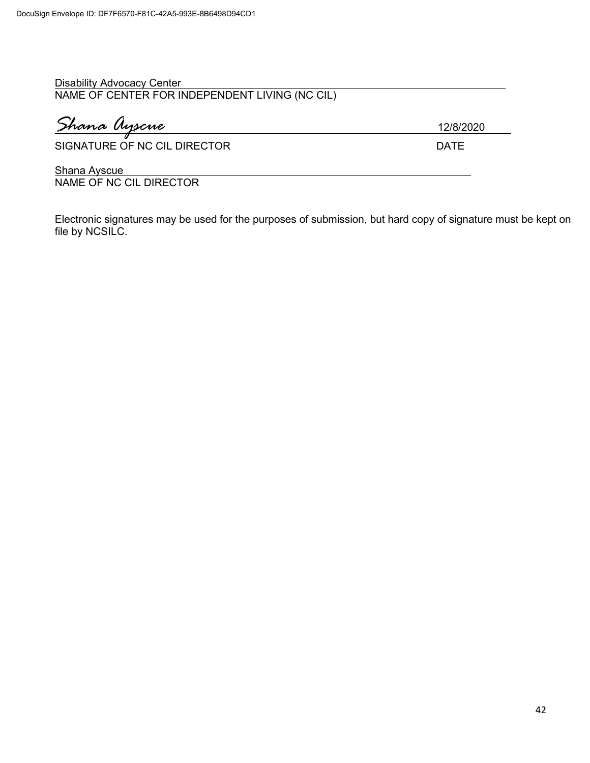DocuSign Envelope ID: DF7F6570-F81C-42A5-993E-8B6498D94CD1

Disability Advocacy Center
NAME OF CENTER FOR INDEPENDENT LIVING (NC CIL)

Shana Ayscue 12/8/2020

SIGNATURE OF NC CIL DIRECTOR DATE

Shana Ayscue
NAME OF NC CIL DIRECTOR

Electronic signatures may be used for the purposes of submission, but hard copy of signature must be kept on file by NCSILC.